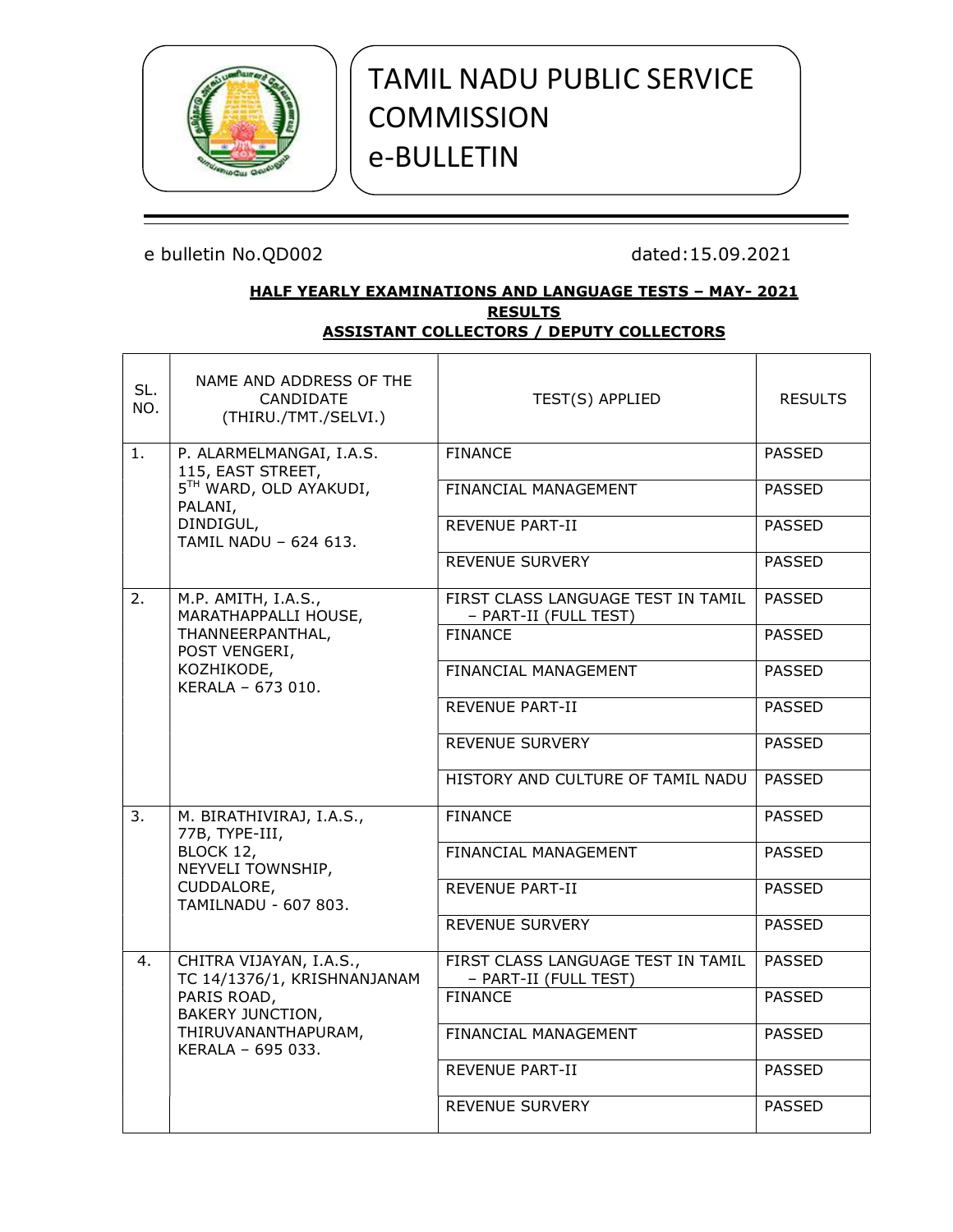# TAMIL NADU PUBLIC SERVICE COMMISSION e-BULLETIN

e bulletin No.QD002 dated:15.09.2021

**HALF YEARLY EXAMINATIONS AND LANGUAGE TESTS – MAY- 2021**
**RESULTS**
**ASSISTANT COLLECTORS / DEPUTY COLLECTORS**

| SL. NO. | NAME AND ADDRESS OF THE CANDIDATE (THIRU./TMT./SELVI.) | TEST(S) APPLIED | RESULTS |
|---|---|---|---|
| 1. | P. ALARMELMANGAI, I.A.S. 115, EAST STREET, 5TH WARD, OLD AYAKUDI, PALANI, DINDIGUL, TAMIL NADU – 624 613. | FINANCE | PASSED |
| | | FINANCIAL MANAGEMENT | PASSED |
| | | REVENUE PART-II | PASSED |
| | | REVENUE SURVERY | PASSED |
| 2. | M.P. AMITH, I.A.S., MARATHAPPALLI HOUSE, THANNEERPANTHAL, POST VENGERI, KOZHIKODE, KERALA – 673 010. | FIRST CLASS LANGUAGE TEST IN TAMIL – PART-II (FULL TEST) | PASSED |
| | | FINANCE | PASSED |
| | | FINANCIAL MANAGEMENT | PASSED |
| | | REVENUE PART-II | PASSED |
| | | REVENUE SURVERY | PASSED |
| | | HISTORY AND CULTURE OF TAMIL NADU | PASSED |
| 3. | M. BIRATHIVIRAJ, I.A.S., 77B, TYPE-III, BLOCK 12, NEYVELI TOWNSHIP, CUDDALORE, TAMILNADU - 607 803. | FINANCE | PASSED |
| | | FINANCIAL MANAGEMENT | PASSED |
| | | REVENUE PART-II | PASSED |
| | | REVENUE SURVERY | PASSED |
| 4. | CHITRA VIJAYAN, I.A.S., TC 14/1376/1, KRISHNANJANAM PARIS ROAD, BAKERY JUNCTION, THIRUVANANTHAPURAM, KERALA – 695 033. | FIRST CLASS LANGUAGE TEST IN TAMIL – PART-II (FULL TEST) | PASSED |
| | | FINANCE | PASSED |
| | | FINANCIAL MANAGEMENT | PASSED |
| | | REVENUE PART-II | PASSED |
| | | REVENUE SURVERY | PASSED |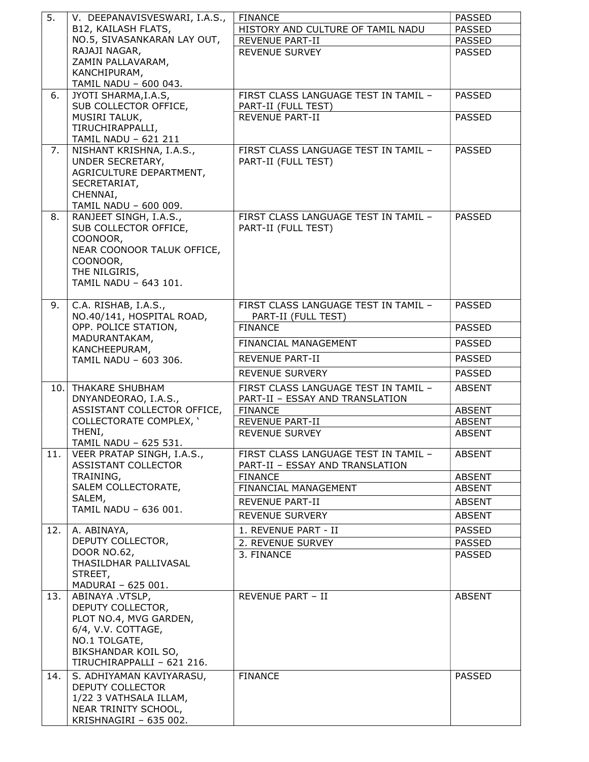| 5. | V. DEEPANAVISVESWARI, I.A.S., B12, KAILASH FLATS, NO.5, SIVASANKARAN LAY OUT, RAJAJI NAGAR, ZAMIN PALLAVARAM, KANCHIPURAM, TAMIL NADU – 600 043. | FINANCE | PASSED |
|---|---|---|---|
| | | HISTORY AND CULTURE OF TAMIL NADU | PASSED |
| | | REVENUE PART-II | PASSED |
| | | REVENUE SURVEY | PASSED |
| 6. | JYOTI SHARMA,I.A.S, SUB COLLECTOR OFFICE, MUSIRI TALUK, TIRUCHIRAPPALLI, TAMIL NADU – 621 211 | FIRST CLASS LANGUAGE TEST IN TAMIL – PART-II (FULL TEST) | PASSED |
| | | REVENUE PART-II | PASSED |
| 7. | NISHANT KRISHNA, I.A.S., UNDER SECRETARY, AGRICULTURE DEPARTMENT, SECRETARIAT, CHENNAI, TAMIL NADU – 600 009. | FIRST CLASS LANGUAGE TEST IN TAMIL – PART-II (FULL TEST) | PASSED |
| 8. | RANJEET SINGH, I.A.S., SUB COLLECTOR OFFICE, COONOOR, NEAR COONOOR TALUK OFFICE, COONOOR, THE NILGIRIS, TAMIL NADU – 643 101. | FIRST CLASS LANGUAGE TEST IN TAMIL – PART-II (FULL TEST) | PASSED |
| 9. | C.A. RISHAB, I.A.S., NO.40/141, HOSPITAL ROAD, OPP. POLICE STATION, MADURANTAKAM, KANCHEEPURAM, TAMIL NADU – 603 306. | FIRST CLASS LANGUAGE TEST IN TAMIL – PART-II (FULL TEST) | PASSED |
| | | FINANCE | PASSED |
| | | FINANCIAL MANAGEMENT | PASSED |
| | | REVENUE PART-II | PASSED |
| | | REVENUE SURVERY | PASSED |
| 10. | THAKARE SHUBHAM DNYANDEORAO, I.A.S., ASSISTANT COLLECTOR OFFICE, COLLECTORATE COMPLEX, ' THENI, TAMIL NADU – 625 531. | FIRST CLASS LANGUAGE TEST IN TAMIL – PART-II – ESSAY AND TRANSLATION | ABSENT |
| | | FINANCE | ABSENT |
| | | REVENUE PART-II | ABSENT |
| | | REVENUE SURVEY | ABSENT |
| 11. | VEER PRATAP SINGH, I.A.S., ASSISTANT COLLECTOR TRAINING, SALEM COLLECTORATE, SALEM, TAMIL NADU – 636 001. | FIRST CLASS LANGUAGE TEST IN TAMIL – PART-II – ESSAY AND TRANSLATION | ABSENT |
| | | FINANCE | ABSENT |
| | | FINANCIAL MANAGEMENT | ABSENT |
| | | REVENUE PART-II | ABSENT |
| | | REVENUE SURVERY | ABSENT |
| 12. | A. ABINAYA, DEPUTY COLLECTOR, DOOR NO.62, THASILDHAR PALLIVASAL STREET, MADURAI – 625 001. | 1. REVENUE PART - II | PASSED |
| | | 2. REVENUE SURVEY | PASSED |
| | | 3. FINANCE | PASSED |
| 13. | ABINAYA .VTSLP, DEPUTY COLLECTOR, PLOT NO.4, MVG GARDEN, 6/4, V.V. COTTAGE, NO.1 TOLGATE, BIKSHANDAR KOIL SO, TIRUCHIRAPPALLI – 621 216. | REVENUE PART – II | ABSENT |
| 14. | S. ADHIYAMAN KAVIYARASU, DEPUTY COLLECTOR 1/22 3 VATHSALA ILLAM, NEAR TRINITY SCHOOL, KRISHNAGIRI – 635 002. | FINANCE | PASSED |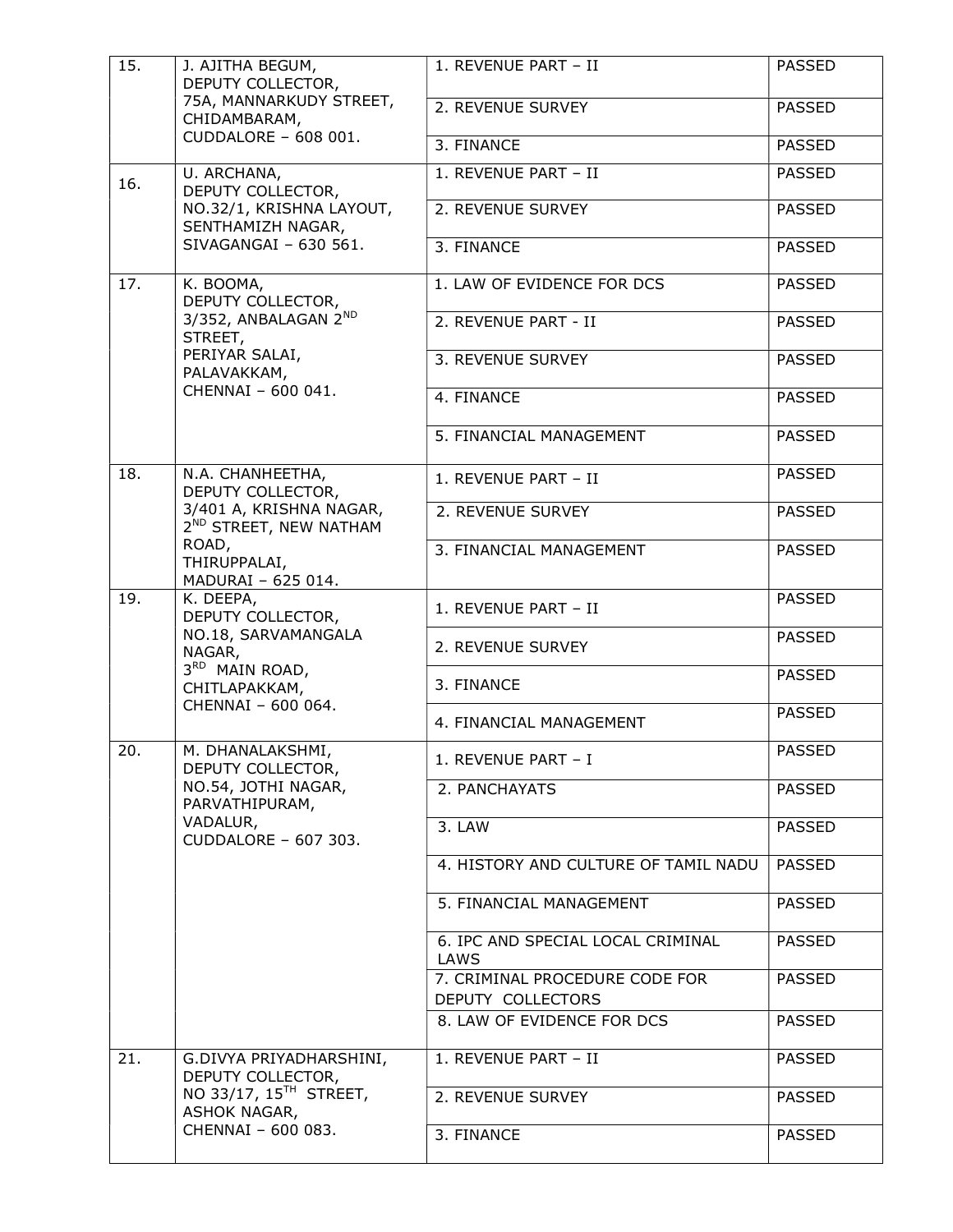| | | | |
|---|---|---|---|
| 15. | J. AJITHA BEGUM,<br>DEPUTY COLLECTOR,<br>75A, MANNARKUDY STREET,<br>CHIDAMBARAM,<br>CUDDALORE – 608 001. | 1. REVENUE PART – II | PASSED |
| | | 2. REVENUE SURVEY | PASSED |
| | | 3. FINANCE | PASSED |
| 16. | U. ARCHANA,<br>DEPUTY COLLECTOR,<br>NO.32/1, KRISHNA LAYOUT,<br>SENTHAMIZH NAGAR,<br>SIVAGANGAI – 630 561. | 1. REVENUE PART – II | PASSED |
| | | 2. REVENUE SURVEY | PASSED |
| | | 3. FINANCE | PASSED |
| 17. | K. BOOMA,<br>DEPUTY COLLECTOR,<br>3/352, ANBALAGAN 2ND STREET,<br>PERIYAR SALAI,<br>PALAVAKKAM,<br>CHENNAI – 600 041. | 1. LAW OF EVIDENCE FOR DCS | PASSED |
| | | 2. REVENUE PART - II | PASSED |
| | | 3. REVENUE SURVEY | PASSED |
| | | 4. FINANCE | PASSED |
| | | 5. FINANCIAL MANAGEMENT | PASSED |
| 18. | N.A. CHANHEETHA,<br>DEPUTY COLLECTOR,<br>3/401 A, KRISHNA NAGAR,<br>2ND STREET, NEW NATHAM ROAD,<br>THIRUPPALAI,<br>MADURAI – 625 014. | 1. REVENUE PART – II | PASSED |
| | | 2. REVENUE SURVEY | PASSED |
| | | 3. FINANCIAL MANAGEMENT | PASSED |
| 19. | K. DEEPA,<br>DEPUTY COLLECTOR,<br>NO.18, SARVAMANGALA NAGAR,<br>3RD MAIN ROAD,<br>CHITLAPAKKAM,<br>CHENNAI – 600 064. | 1. REVENUE PART – II | PASSED |
| | | 2. REVENUE SURVEY | PASSED |
| | | 3. FINANCE | PASSED |
| | | 4. FINANCIAL MANAGEMENT | PASSED |
| 20. | M. DHANALAKSHMI,<br>DEPUTY COLLECTOR,<br>NO.54, JOTHI NAGAR,<br>PARVATHIPURAM,<br>VADALUR,<br>CUDDALORE – 607 303. | 1. REVENUE PART – I | PASSED |
| | | 2. PANCHAYATS | PASSED |
| | | 3. LAW | PASSED |
| | | 4. HISTORY AND CULTURE OF TAMIL NADU | PASSED |
| | | 5. FINANCIAL MANAGEMENT | PASSED |
| | | 6. IPC AND SPECIAL LOCAL CRIMINAL LAWS | PASSED |
| | | 7. CRIMINAL PROCEDURE CODE FOR DEPUTY COLLECTORS | PASSED |
| | | 8. LAW OF EVIDENCE FOR DCS | PASSED |
| 21. | G.DIVYA PRIYADHARSHINI,<br>DEPUTY COLLECTOR,<br>NO 33/17, 15TH STREET,<br>ASHOK NAGAR,<br>CHENNAI – 600 083. | 1. REVENUE PART – II | PASSED |
| | | 2. REVENUE SURVEY | PASSED |
| | | 3. FINANCE | PASSED |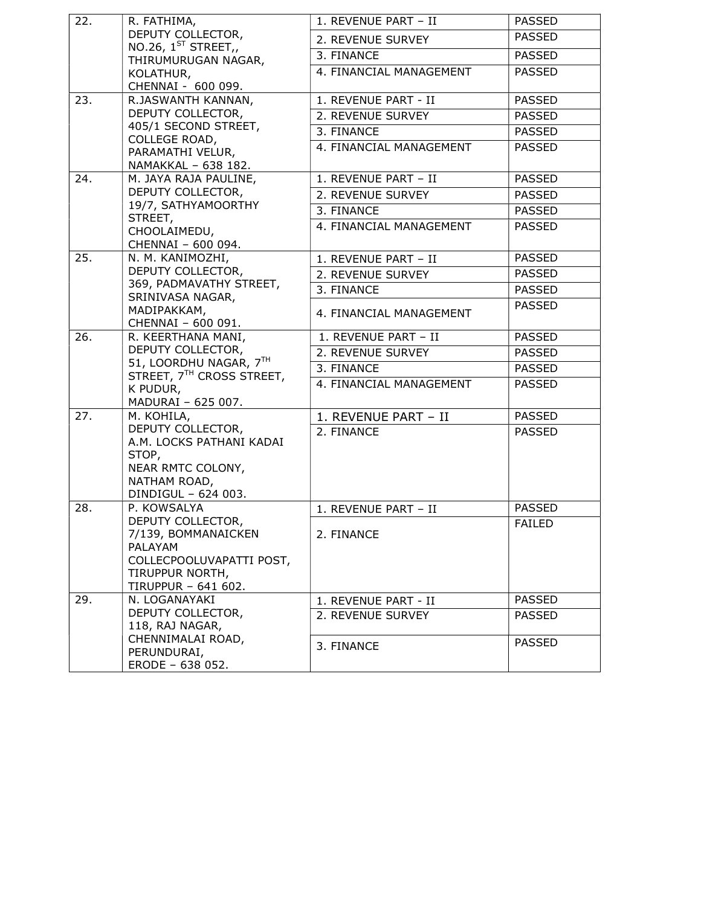| 22. | R. FATHIMA,<br>DEPUTY COLLECTOR,<br>NO.26, 1ST STREET,,<br>THIRUMURUGAN NAGAR,<br>KOLATHUR,<br>CHENNAI - 600 099. | 1. REVENUE PART – II | PASSED |
|---|---|---|---|
| | | 2. REVENUE SURVEY | PASSED |
| | | 3. FINANCE | PASSED |
| | | 4. FINANCIAL MANAGEMENT | PASSED |
| 23. | R.JASWANTH KANNAN,<br>DEPUTY COLLECTOR,<br>405/1 SECOND STREET,<br>COLLEGE ROAD,<br>PARAMATHI VELUR,<br>NAMAKKAL – 638 182. | 1. REVENUE PART - II | PASSED |
| | | 2. REVENUE SURVEY | PASSED |
| | | 3. FINANCE | PASSED |
| | | 4. FINANCIAL MANAGEMENT | PASSED |
| 24. | M. JAYA RAJA PAULINE,<br>DEPUTY COLLECTOR,<br>19/7, SATHYAMOORTHY STREET,<br>CHOOLAIMEDU,<br>CHENNAI – 600 094. | 1. REVENUE PART – II | PASSED |
| | | 2. REVENUE SURVEY | PASSED |
| | | 3. FINANCE | PASSED |
| | | 4. FINANCIAL MANAGEMENT | PASSED |
| 25. | N. M. KANIMOZHI,<br>DEPUTY COLLECTOR,<br>369, PADMAVATHY STREET,<br>SRINIVASA NAGAR,<br>MADIPAKKAM,<br>CHENNAI – 600 091. | 1. REVENUE PART – II | PASSED |
| | | 2. REVENUE SURVEY | PASSED |
| | | 3. FINANCE | PASSED |
| | | 4. FINANCIAL MANAGEMENT | PASSED |
| 26. | R. KEERTHANA MANI,<br>DEPUTY COLLECTOR,<br>51, LOORDHU NAGAR, 7TH STREET, 7TH CROSS STREET,<br>K PUDUR,<br>MADURAI – 625 007. | 1. REVENUE PART – II | PASSED |
| | | 2. REVENUE SURVEY | PASSED |
| | | 3. FINANCE | PASSED |
| | | 4. FINANCIAL MANAGEMENT | PASSED |
| 27. | M. KOHILA,<br>DEPUTY COLLECTOR,<br>A.M. LOCKS PATHANI KADAI STOP,<br>NEAR RMTC COLONY,<br>NATHAM ROAD,<br>DINDIGUL – 624 003. | 1. REVENUE PART – II | PASSED |
| | | 2. FINANCE | PASSED |
| 28. | P. KOWSALYA<br>DEPUTY COLLECTOR,<br>7/139, BOMMANAICKEN PALAYAM<br>COLLECPOOLUVAPATTI POST,<br>TIRUPPUR NORTH,<br>TIRUPPUR – 641 602. | 1. REVENUE PART – II | PASSED |
| | | 2. FINANCE | FAILED |
| 29. | N. LOGANAYAKI<br>DEPUTY COLLECTOR,<br>118, RAJ NAGAR,<br>CHENNIMALAI ROAD,<br>PERUNDURAI,<br>ERODE – 638 052. | 1. REVENUE PART - II | PASSED |
| | | 2. REVENUE SURVEY | PASSED |
| | | 3. FINANCE | PASSED |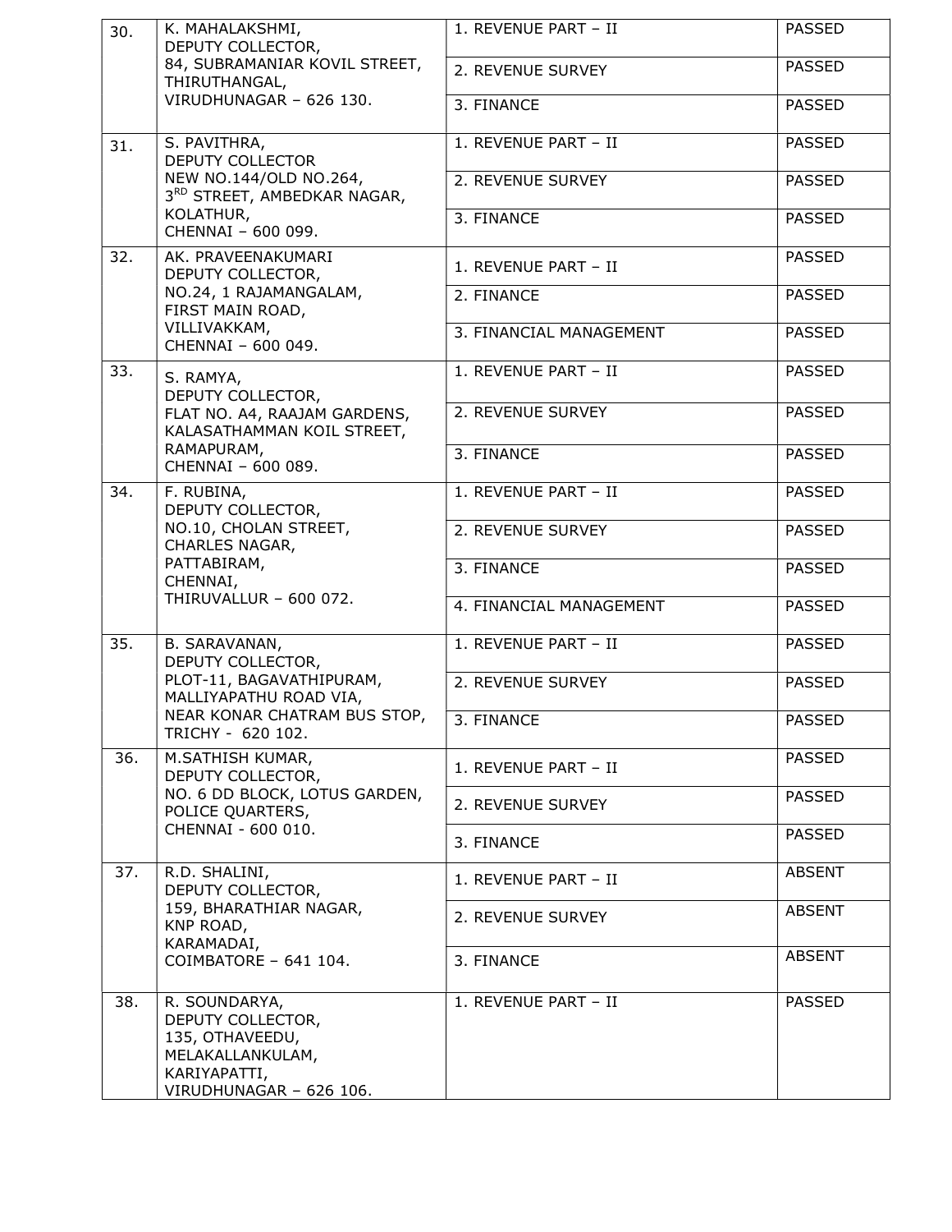| | | | |
|---|---|---|---|
| 30. | K. MAHALAKSHMI,<br>DEPUTY COLLECTOR,<br>84, SUBRAMANIAR KOVIL STREET,<br>THIRUTHANGAL,<br>VIRUDHUNAGAR – 626 130. | 1. REVENUE PART – II | PASSED |
| | | 2. REVENUE SURVEY | PASSED |
| | | 3. FINANCE | PASSED |
| 31. | S. PAVITHRA,<br>DEPUTY COLLECTOR<br>NEW NO.144/OLD NO.264,<br>3RD STREET, AMBEDKAR NAGAR,<br>KOLATHUR,<br>CHENNAI – 600 099. | 1. REVENUE PART – II | PASSED |
| | | 2. REVENUE SURVEY | PASSED |
| | | 3. FINANCE | PASSED |
| 32. | AK. PRAVEENAKUMARI<br>DEPUTY COLLECTOR,<br>NO.24, 1 RAJAMANGALAM,<br>FIRST MAIN ROAD,<br>VILLIVAKKAM,<br>CHENNAI – 600 049. | 1. REVENUE PART – II | PASSED |
| | | 2. FINANCE | PASSED |
| | | 3. FINANCIAL MANAGEMENT | PASSED |
| 33. | S. RAMYA,<br>DEPUTY COLLECTOR,<br>FLAT NO. A4, RAAJAM GARDENS,<br>KALASATHAMMAN KOIL STREET,<br>RAMAPURAM,<br>CHENNAI – 600 089. | 1. REVENUE PART – II | PASSED |
| | | 2. REVENUE SURVEY | PASSED |
| | | 3. FINANCE | PASSED |
| 34. | F. RUBINA,<br>DEPUTY COLLECTOR,<br>NO.10, CHOLAN STREET,<br>CHARLES NAGAR,<br>PATTABIRAM,<br>CHENNAI,<br>THIRUVALLUR – 600 072. | 1. REVENUE PART – II | PASSED |
| | | 2. REVENUE SURVEY | PASSED |
| | | 3. FINANCE | PASSED |
| | | 4. FINANCIAL MANAGEMENT | PASSED |
| 35. | B. SARAVANAN,<br>DEPUTY COLLECTOR,<br>PLOT-11, BAGAVATHIPURAM,<br>MALLIYAPATHU ROAD VIA,<br>NEAR KONAR CHATRAM BUS STOP,<br>TRICHY - 620 102. | 1. REVENUE PART – II | PASSED |
| | | 2. REVENUE SURVEY | PASSED |
| | | 3. FINANCE | PASSED |
| 36. | M.SATHISH KUMAR,<br>DEPUTY COLLECTOR,<br>NO. 6 DD BLOCK, LOTUS GARDEN,<br>POLICE QUARTERS,<br>CHENNAI - 600 010. | 1. REVENUE PART – II | PASSED |
| | | 2. REVENUE SURVEY | PASSED |
| | | 3. FINANCE | PASSED |
| 37. | R.D. SHALINI,<br>DEPUTY COLLECTOR,<br>159, BHARATHIAR NAGAR,<br>KNP ROAD,<br>KARAMADAI,<br>COIMBATORE – 641 104. | 1. REVENUE PART – II | ABSENT |
| | | 2. REVENUE SURVEY | ABSENT |
| | | 3. FINANCE | ABSENT |
| 38. | R. SOUNDARYA,<br>DEPUTY COLLECTOR,<br>135, OTHAVEEDU,<br>MELAKALLANKULAM,<br>KARIYAPATTI,<br>VIRUDHUNAGAR – 626 106. | 1. REVENUE PART – II | PASSED |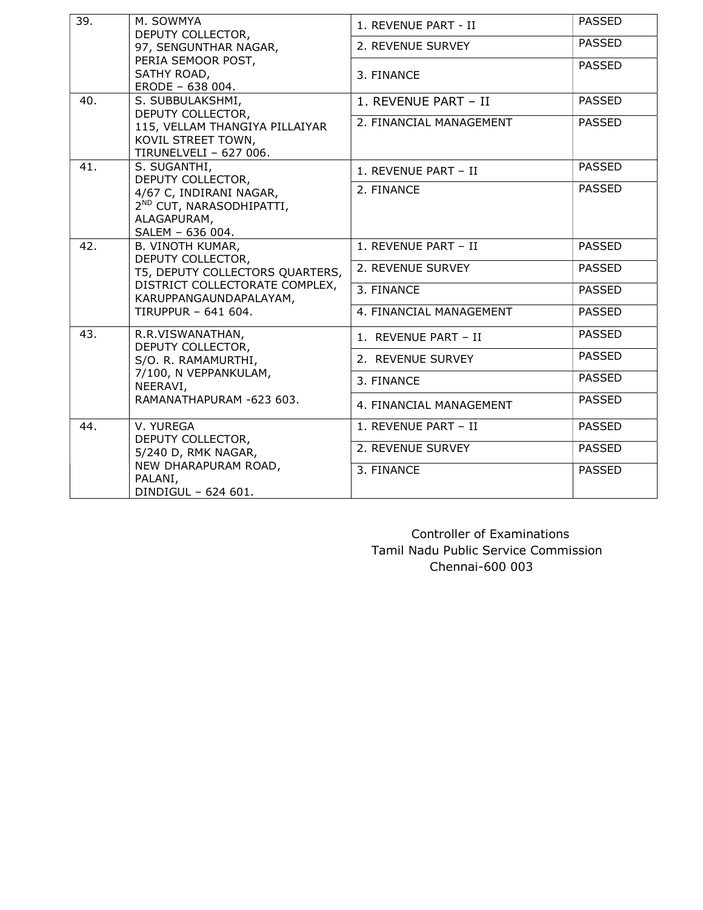| 39. | M. SOWMYA<br>DEPUTY COLLECTOR,<br>97, SENGUNTHAR NAGAR,<br>PERIA SEMOOR POST,<br>SATHY ROAD,<br>ERODE – 638 004. | 1. REVENUE PART - II | PASSED |
|---|---|---|---|
| | | 2. REVENUE SURVEY | PASSED |
| | | 3. FINANCE | PASSED |
| 40. | S. SUBBULAKSHMI,<br>DEPUTY COLLECTOR,<br>115, VELLAM THANGIYA PILLAIYAR KOVIL STREET TOWN,<br>TIRUNELVELI – 627 006. | 1. REVENUE PART – II | PASSED |
| | | 2. FINANCIAL MANAGEMENT | PASSED |
| 41. | S. SUGANTHI,<br>DEPUTY COLLECTOR,<br>4/67 C, INDIRANI NAGAR,<br>2ND CUT, NARASODHIPATTI,<br>ALAGAPURAM,<br>SALEM – 636 004. | 1. REVENUE PART – II | PASSED |
| | | 2. FINANCE | PASSED |
| 42. | B. VINOTH KUMAR,<br>DEPUTY COLLECTOR,<br>T5, DEPUTY COLLECTORS QUARTERS,<br>DISTRICT COLLECTORATE COMPLEX,<br>KARUPPANGAUNDAPALAYAM,<br>TIRUPPUR – 641 604. | 1. REVENUE PART – II | PASSED |
| | | 2. REVENUE SURVEY | PASSED |
| | | 3. FINANCE | PASSED |
| | | 4. FINANCIAL MANAGEMENT | PASSED |
| 43. | R.R.VISWANATHAN,<br>DEPUTY COLLECTOR,<br>S/O. R. RAMAMURTHI,<br>7/100, N VEPPANKULAM,<br>NEERAVI,<br>RAMANATHAPURAM -623 603. | 1. REVENUE PART – II | PASSED |
| | | 2. REVENUE SURVEY | PASSED |
| | | 3. FINANCE | PASSED |
| | | 4. FINANCIAL MANAGEMENT | PASSED |
| 44. | V. YUREGA<br>DEPUTY COLLECTOR,<br>5/240 D, RMK NAGAR,<br>NEW DHARAPURAM ROAD,<br>PALANI,<br>DINDIGUL – 624 601. | 1. REVENUE PART – II | PASSED |
| | | 2. REVENUE SURVEY | PASSED |
| | | 3. FINANCE | PASSED |

Controller of Examinations
Tamil Nadu Public Service Commission
Chennai-600 003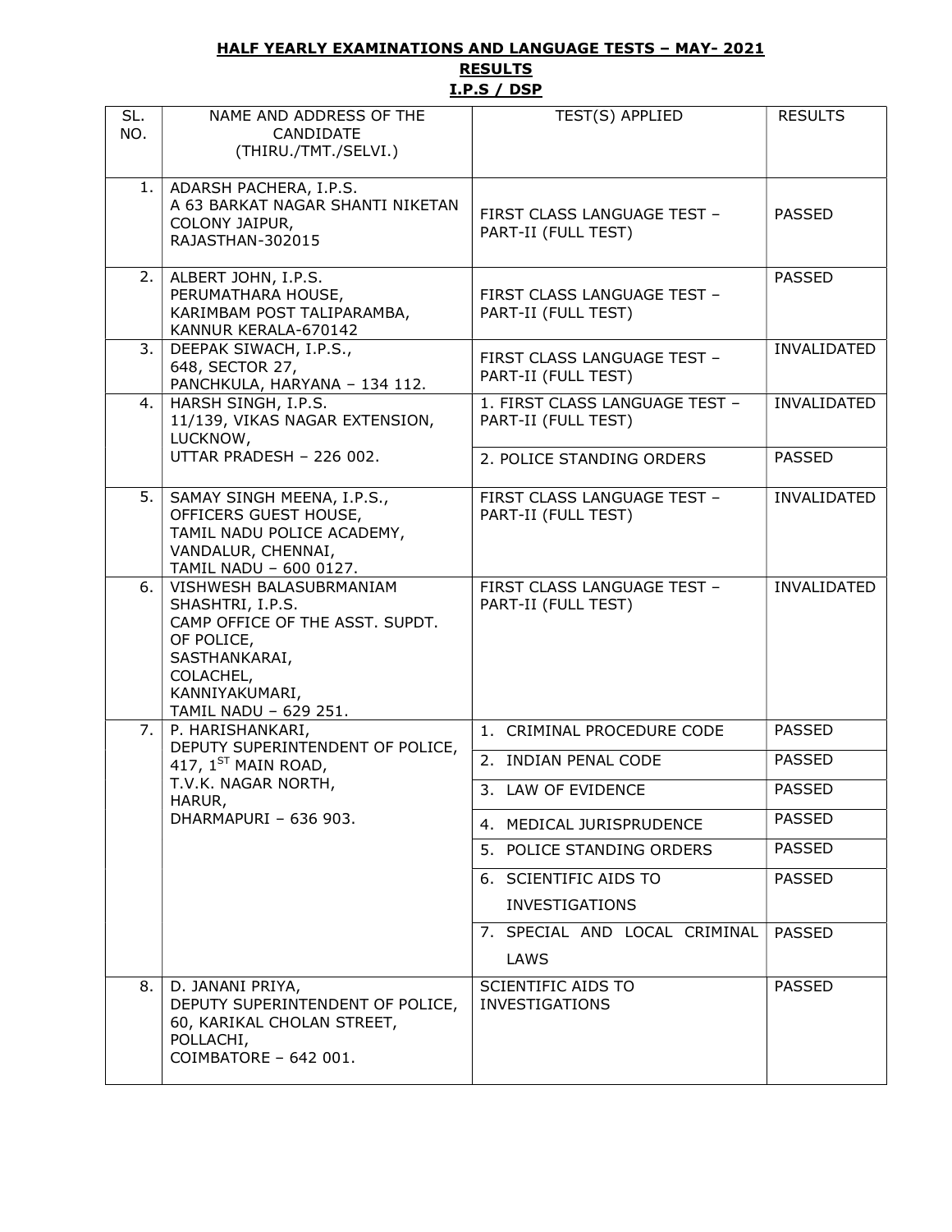**HALF YEARLY EXAMINATIONS AND LANGUAGE TESTS – MAY- 2021**

**RESULTS**

**I.P.S / DSP**

| SL. NO. | NAME AND ADDRESS OF THE CANDIDATE (THIRU./TMT./SELVI.) | TEST(S) APPLIED | RESULTS |
|---|---|---|---|
| 1. | ADARSH PACHERA, I.P.S.<br>A 63 BARKAT NAGAR SHANTI NIKETAN COLONY JAIPUR,<br>RAJASTHAN-302015 | FIRST CLASS LANGUAGE TEST – PART-II (FULL TEST) | PASSED |
| 2. | ALBERT JOHN, I.P.S.<br>PERUMATHARA HOUSE,<br>KARIMBAM POST TALIPARAMBA,<br>KANNUR KERALA-670142 | FIRST CLASS LANGUAGE TEST – PART-II (FULL TEST) | PASSED |
| 3. | DEEPAK SIWACH, I.P.S.,<br>648, SECTOR 27,<br>PANCHKULA, HARYANA – 134 112. | FIRST CLASS LANGUAGE TEST – PART-II (FULL TEST) | INVALIDATED |
| 4. | HARSH SINGH, I.P.S.<br>11/139, VIKAS NAGAR EXTENSION, LUCKNOW,<br>UTTAR PRADESH – 226 002. | 1. FIRST CLASS LANGUAGE TEST – PART-II (FULL TEST) | INVALIDATED |
| | | 2. POLICE STANDING ORDERS | PASSED |
| 5. | SAMAY SINGH MEENA, I.P.S.,<br>OFFICERS GUEST HOUSE,<br>TAMIL NADU POLICE ACADEMY,<br>VANDALUR, CHENNAI,<br>TAMIL NADU – 600 0127. | FIRST CLASS LANGUAGE TEST – PART-II (FULL TEST) | INVALIDATED |
| 6. | VISHWESH BALASUBRMANIAM SHASHTRI, I.P.S.<br>CAMP OFFICE OF THE ASST. SUPDT. OF POLICE,<br>SASTHANKARAI,<br>COLACHEL,<br>KANNIYAKUMARI,<br>TAMIL NADU – 629 251. | FIRST CLASS LANGUAGE TEST – PART-II (FULL TEST) | INVALIDATED |
| 7. | P. HARISHANKARI,<br>DEPUTY SUPERINTENDENT OF POLICE,<br>417, 1ST MAIN ROAD,<br>T.V.K. NAGAR NORTH,<br>HARUR,<br>DHARMAPURI – 636 903. | 1. CRIMINAL PROCEDURE CODE | PASSED |
| | | 2. INDIAN PENAL CODE | PASSED |
| | | 3. LAW OF EVIDENCE | PASSED |
| | | 4. MEDICAL JURISPRUDENCE | PASSED |
| | | 5. POLICE STANDING ORDERS | PASSED |
| | | 6. SCIENTIFIC AIDS TO INVESTIGATIONS | PASSED |
| | | 7. SPECIAL AND LOCAL CRIMINAL LAWS | PASSED |
| 8. | D. JANANI PRIYA,<br>DEPUTY SUPERINTENDENT OF POLICE,<br>60, KARIKAL CHOLAN STREET,<br>POLLACHI,<br>COIMBATORE – 642 001. | SCIENTIFIC AIDS TO INVESTIGATIONS | PASSED |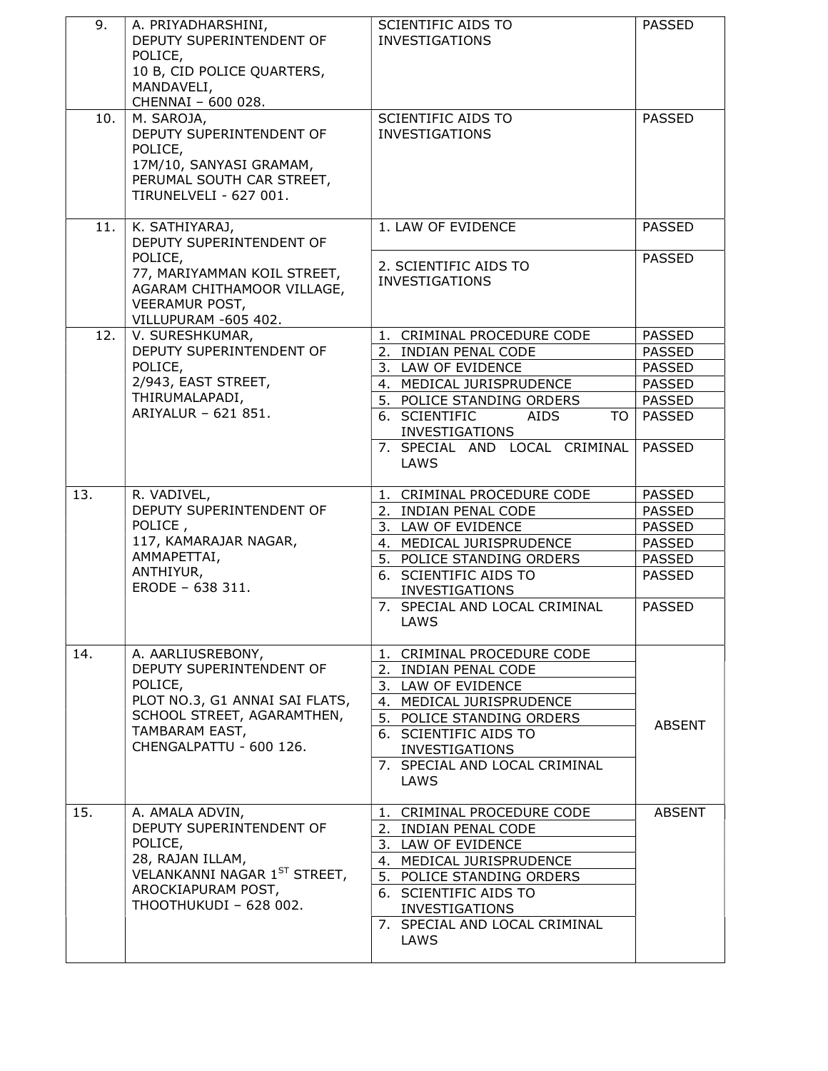| | | | |
|---|---|---|---|
| 9. | A. PRIYADHARSHINI,<br>DEPUTY SUPERINTENDENT OF POLICE,<br>10 B, CID POLICE QUARTERS,<br>MANDAVELI,<br>CHENNAI – 600 028. | SCIENTIFIC AIDS TO INVESTIGATIONS | PASSED |
| 10. | M. SAROJA,<br>DEPUTY SUPERINTENDENT OF POLICE,<br>17M/10, SANYASI GRAMAM,<br>PERUMAL SOUTH CAR STREET,<br>TIRUNELVELI - 627 001. | SCIENTIFIC AIDS TO INVESTIGATIONS | PASSED |
| 11. | K. SATHIYARAJ,<br>DEPUTY SUPERINTENDENT OF POLICE,<br>77, MARIYAMMAN KOIL STREET,<br>AGARAM CHITHAMOOR VILLAGE,<br>VEERAMUR POST,<br>VILLUPURAM -605 402. | 1. LAW OF EVIDENCE | PASSED |
| | | 2. SCIENTIFIC AIDS TO INVESTIGATIONS | PASSED |
| 12. | V. SURESHKUMAR,<br>DEPUTY SUPERINTENDENT OF POLICE,<br>2/943, EAST STREET,<br>THIRUMALAPADI,<br>ARIYALUR – 621 851. | 1. CRIMINAL PROCEDURE CODE | PASSED |
| | | 2. INDIAN PENAL CODE | PASSED |
| | | 3. LAW OF EVIDENCE | PASSED |
| | | 4. MEDICAL JURISPRUDENCE | PASSED |
| | | 5. POLICE STANDING ORDERS | PASSED |
| | | 6. SCIENTIFIC AIDS TO INVESTIGATIONS | PASSED |
| | | 7. SPECIAL AND LOCAL CRIMINAL LAWS | PASSED |
| 13. | R. VADIVEL,<br>DEPUTY SUPERINTENDENT OF POLICE ,<br>117, KAMARAJAR NAGAR,<br>AMMAPETTAI,<br>ANTHIYUR,<br>ERODE – 638 311. | 1. CRIMINAL PROCEDURE CODE | PASSED |
| | | 2. INDIAN PENAL CODE | PASSED |
| | | 3. LAW OF EVIDENCE | PASSED |
| | | 4. MEDICAL JURISPRUDENCE | PASSED |
| | | 5. POLICE STANDING ORDERS | PASSED |
| | | 6. SCIENTIFIC AIDS TO INVESTIGATIONS | PASSED |
| | | 7. SPECIAL AND LOCAL CRIMINAL LAWS | PASSED |
| 14. | A. AARLIUSREBONY,<br>DEPUTY SUPERINTENDENT OF POLICE,<br>PLOT NO.3, G1 ANNAI SAI FLATS,<br>SCHOOL STREET, AGARAMTHEN,<br>TAMBARAM EAST,<br>CHENGALPATTU - 600 126. | 1. CRIMINAL PROCEDURE CODE<br>2. INDIAN PENAL CODE<br>3. LAW OF EVIDENCE<br>4. MEDICAL JURISPRUDENCE<br>5. POLICE STANDING ORDERS<br>6. SCIENTIFIC AIDS TO INVESTIGATIONS<br>7. SPECIAL AND LOCAL CRIMINAL LAWS | ABSENT |
| 15. | A. AMALA ADVIN,<br>DEPUTY SUPERINTENDENT OF POLICE,<br>28, RAJAN ILLAM,<br>VELANKANNI NAGAR 1ST STREET,<br>AROCKIAPURAM POST,<br>THOOTHUKUDI – 628 002. | 1. CRIMINAL PROCEDURE CODE<br>2. INDIAN PENAL CODE<br>3. LAW OF EVIDENCE<br>4. MEDICAL JURISPRUDENCE<br>5. POLICE STANDING ORDERS<br>6. SCIENTIFIC AIDS TO INVESTIGATIONS<br>7. SPECIAL AND LOCAL CRIMINAL LAWS | ABSENT |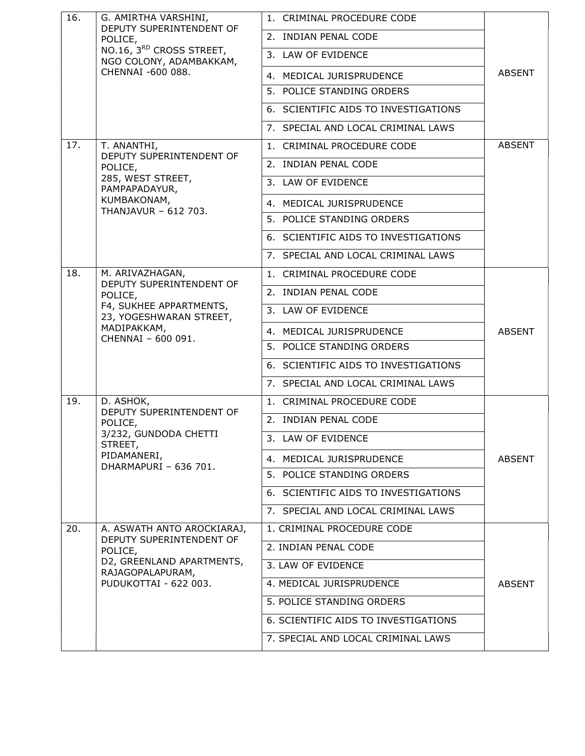| | | | |
|---|---|---|---|
| 16. | G. AMIRTHA VARSHINI, DEPUTY SUPERINTENDENT OF POLICE, NO.16, 3RD CROSS STREET, NGO COLONY, ADAMBAKKAM, CHENNAI -600 088. | 1. CRIMINAL PROCEDURE CODE<br>2. INDIAN PENAL CODE<br>3. LAW OF EVIDENCE<br>4. MEDICAL JURISPRUDENCE<br>5. POLICE STANDING ORDERS<br>6. SCIENTIFIC AIDS TO INVESTIGATIONS<br>7. SPECIAL AND LOCAL CRIMINAL LAWS | ABSENT |
| 17. | T. ANANTHI, DEPUTY SUPERINTENDENT OF POLICE, 285, WEST STREET, PAMPAPADAYUR, KUMBAKONAM, THANJAVUR – 612 703. | 1. CRIMINAL PROCEDURE CODE<br>2. INDIAN PENAL CODE<br>3. LAW OF EVIDENCE<br>4. MEDICAL JURISPRUDENCE<br>5. POLICE STANDING ORDERS<br>6. SCIENTIFIC AIDS TO INVESTIGATIONS<br>7. SPECIAL AND LOCAL CRIMINAL LAWS | ABSENT |
| 18. | M. ARIVAZHAGAN, DEPUTY SUPERINTENDENT OF POLICE, F4, SUKHEE APPARTMENTS, 23, YOGESHWARAN STREET, MADIPAKKAM, CHENNAI – 600 091. | 1. CRIMINAL PROCEDURE CODE<br>2. INDIAN PENAL CODE<br>3. LAW OF EVIDENCE<br>4. MEDICAL JURISPRUDENCE<br>5. POLICE STANDING ORDERS<br>6. SCIENTIFIC AIDS TO INVESTIGATIONS<br>7. SPECIAL AND LOCAL CRIMINAL LAWS | ABSENT |
| 19. | D. ASHOK, DEPUTY SUPERINTENDENT OF POLICE, 3/232, GUNDODA CHETTI STREET, PIDAMANERI, DHARMAPURI – 636 701. | 1. CRIMINAL PROCEDURE CODE<br>2. INDIAN PENAL CODE<br>3. LAW OF EVIDENCE<br>4. MEDICAL JURISPRUDENCE<br>5. POLICE STANDING ORDERS<br>6. SCIENTIFIC AIDS TO INVESTIGATIONS<br>7. SPECIAL AND LOCAL CRIMINAL LAWS | ABSENT |
| 20. | A. ASWATH ANTO AROCKIARAJ, DEPUTY SUPERINTENDENT OF POLICE, D2, GREENLAND APARTMENTS, RAJAGOPALAPURAM, PUDUKOTTAI - 622 003. | 1. CRIMINAL PROCEDURE CODE<br>2. INDIAN PENAL CODE<br>3. LAW OF EVIDENCE<br>4. MEDICAL JURISPRUDENCE<br>5. POLICE STANDING ORDERS<br>6. SCIENTIFIC AIDS TO INVESTIGATIONS<br>7. SPECIAL AND LOCAL CRIMINAL LAWS | ABSENT |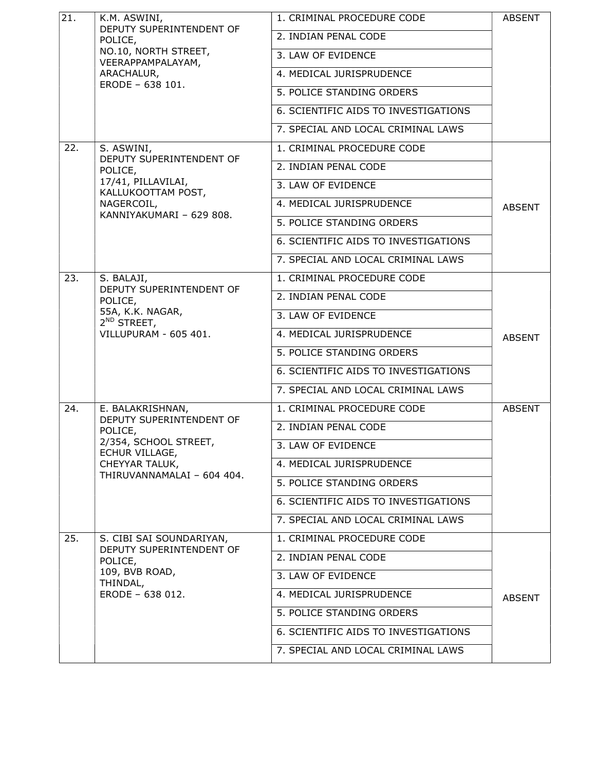| | | | |
|---|---|---|---|
| 21. | K.M. ASWINI,<br>DEPUTY SUPERINTENDENT OF POLICE,<br>NO.10, NORTH STREET,<br>VEERAPPAMPALAYAM,<br>ARACHALUR,<br>ERODE – 638 101. | 1. CRIMINAL PROCEDURE CODE<br>2. INDIAN PENAL CODE<br>3. LAW OF EVIDENCE<br>4. MEDICAL JURISPRUDENCE<br>5. POLICE STANDING ORDERS<br>6. SCIENTIFIC AIDS TO INVESTIGATIONS<br>7. SPECIAL AND LOCAL CRIMINAL LAWS | ABSENT |
| 22. | S. ASWINI,<br>DEPUTY SUPERINTENDENT OF POLICE,<br>17/41, PILLAVILAI,<br>KALLUKOOTTAM POST,<br>NAGERCOIL,<br>KANNIYAKUMARI – 629 808. | 1. CRIMINAL PROCEDURE CODE<br>2. INDIAN PENAL CODE<br>3. LAW OF EVIDENCE<br>4. MEDICAL JURISPRUDENCE<br>5. POLICE STANDING ORDERS<br>6. SCIENTIFIC AIDS TO INVESTIGATIONS<br>7. SPECIAL AND LOCAL CRIMINAL LAWS | ABSENT |
| 23. | S. BALAJI,<br>DEPUTY SUPERINTENDENT OF POLICE,<br>55A, K.K. NAGAR,<br>2ND STREET,<br>VILLUPURAM - 605 401. | 1. CRIMINAL PROCEDURE CODE<br>2. INDIAN PENAL CODE<br>3. LAW OF EVIDENCE<br>4. MEDICAL JURISPRUDENCE<br>5. POLICE STANDING ORDERS<br>6. SCIENTIFIC AIDS TO INVESTIGATIONS<br>7. SPECIAL AND LOCAL CRIMINAL LAWS | ABSENT |
| 24. | E. BALAKRISHNAN,<br>DEPUTY SUPERINTENDENT OF POLICE,<br>2/354, SCHOOL STREET,<br>ECHUR VILLAGE,<br>CHEYYAR TALUK,<br>THIRUVANNAMALAI – 604 404. | 1. CRIMINAL PROCEDURE CODE<br>2. INDIAN PENAL CODE<br>3. LAW OF EVIDENCE<br>4. MEDICAL JURISPRUDENCE<br>5. POLICE STANDING ORDERS<br>6. SCIENTIFIC AIDS TO INVESTIGATIONS<br>7. SPECIAL AND LOCAL CRIMINAL LAWS | ABSENT |
| 25. | S. CIBI SAI SOUNDARIYAN,<br>DEPUTY SUPERINTENDENT OF POLICE,<br>109, BVB ROAD,<br>THINDAL,<br>ERODE – 638 012. | 1. CRIMINAL PROCEDURE CODE<br>2. INDIAN PENAL CODE<br>3. LAW OF EVIDENCE<br>4. MEDICAL JURISPRUDENCE<br>5. POLICE STANDING ORDERS<br>6. SCIENTIFIC AIDS TO INVESTIGATIONS<br>7. SPECIAL AND LOCAL CRIMINAL LAWS | ABSENT |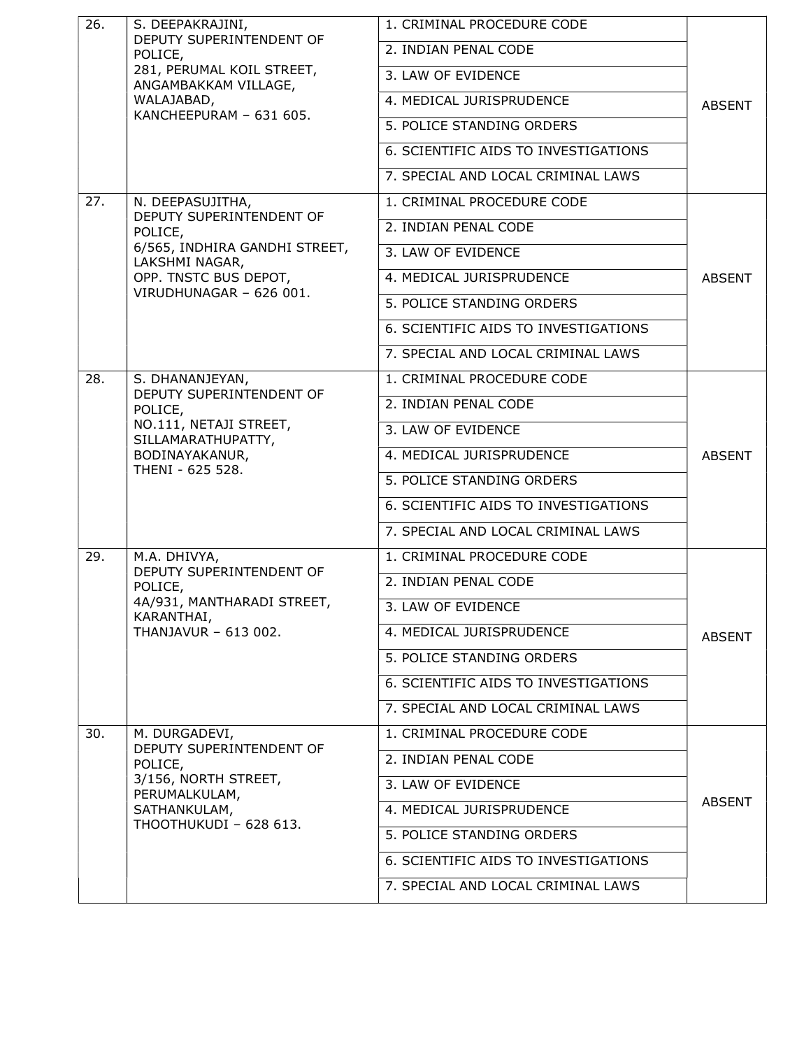| | | | |
|---|---|---|---|
| 26. | S. DEEPAKRAJINI,<br>DEPUTY SUPERINTENDENT OF POLICE,<br>281, PERUMAL KOIL STREET,<br>ANGAMBAKKAM VILLAGE,<br>WALAJABAD,<br>KANCHEEPURAM – 631 605. | 1. CRIMINAL PROCEDURE CODE<br>2. INDIAN PENAL CODE<br>3. LAW OF EVIDENCE<br>4. MEDICAL JURISPRUDENCE<br>5. POLICE STANDING ORDERS<br>6. SCIENTIFIC AIDS TO INVESTIGATIONS<br>7. SPECIAL AND LOCAL CRIMINAL LAWS | ABSENT |
| 27. | N. DEEPASUJITHA,<br>DEPUTY SUPERINTENDENT OF POLICE,<br>6/565, INDHIRA GANDHI STREET,<br>LAKSHMI NAGAR,<br>OPP. TNSTC BUS DEPOT,<br>VIRUDHUNAGAR – 626 001. | 1. CRIMINAL PROCEDURE CODE<br>2. INDIAN PENAL CODE<br>3. LAW OF EVIDENCE<br>4. MEDICAL JURISPRUDENCE<br>5. POLICE STANDING ORDERS<br>6. SCIENTIFIC AIDS TO INVESTIGATIONS<br>7. SPECIAL AND LOCAL CRIMINAL LAWS | ABSENT |
| 28. | S. DHANANJEYAN,<br>DEPUTY SUPERINTENDENT OF POLICE,<br>NO.111, NETAJI STREET,<br>SILLAMARATHUPATTY,<br>BODINAYAKANUR,<br>THENI - 625 528. | 1. CRIMINAL PROCEDURE CODE<br>2. INDIAN PENAL CODE<br>3. LAW OF EVIDENCE<br>4. MEDICAL JURISPRUDENCE<br>5. POLICE STANDING ORDERS<br>6. SCIENTIFIC AIDS TO INVESTIGATIONS<br>7. SPECIAL AND LOCAL CRIMINAL LAWS | ABSENT |
| 29. | M.A. DHIVYA,<br>DEPUTY SUPERINTENDENT OF POLICE,<br>4A/931, MANTHARADI STREET,<br>KARANTHAI,<br>THANJAVUR – 613 002. | 1. CRIMINAL PROCEDURE CODE<br>2. INDIAN PENAL CODE<br>3. LAW OF EVIDENCE<br>4. MEDICAL JURISPRUDENCE<br>5. POLICE STANDING ORDERS<br>6. SCIENTIFIC AIDS TO INVESTIGATIONS<br>7. SPECIAL AND LOCAL CRIMINAL LAWS | ABSENT |
| 30. | M. DURGADEVI,<br>DEPUTY SUPERINTENDENT OF POLICE,<br>3/156, NORTH STREET,<br>PERUMALKULAM,<br>SATHANKULAM,<br>THOOTHUKUDI – 628 613. | 1. CRIMINAL PROCEDURE CODE<br>2. INDIAN PENAL CODE<br>3. LAW OF EVIDENCE<br>4. MEDICAL JURISPRUDENCE<br>5. POLICE STANDING ORDERS<br>6. SCIENTIFIC AIDS TO INVESTIGATIONS<br>7. SPECIAL AND LOCAL CRIMINAL LAWS | ABSENT |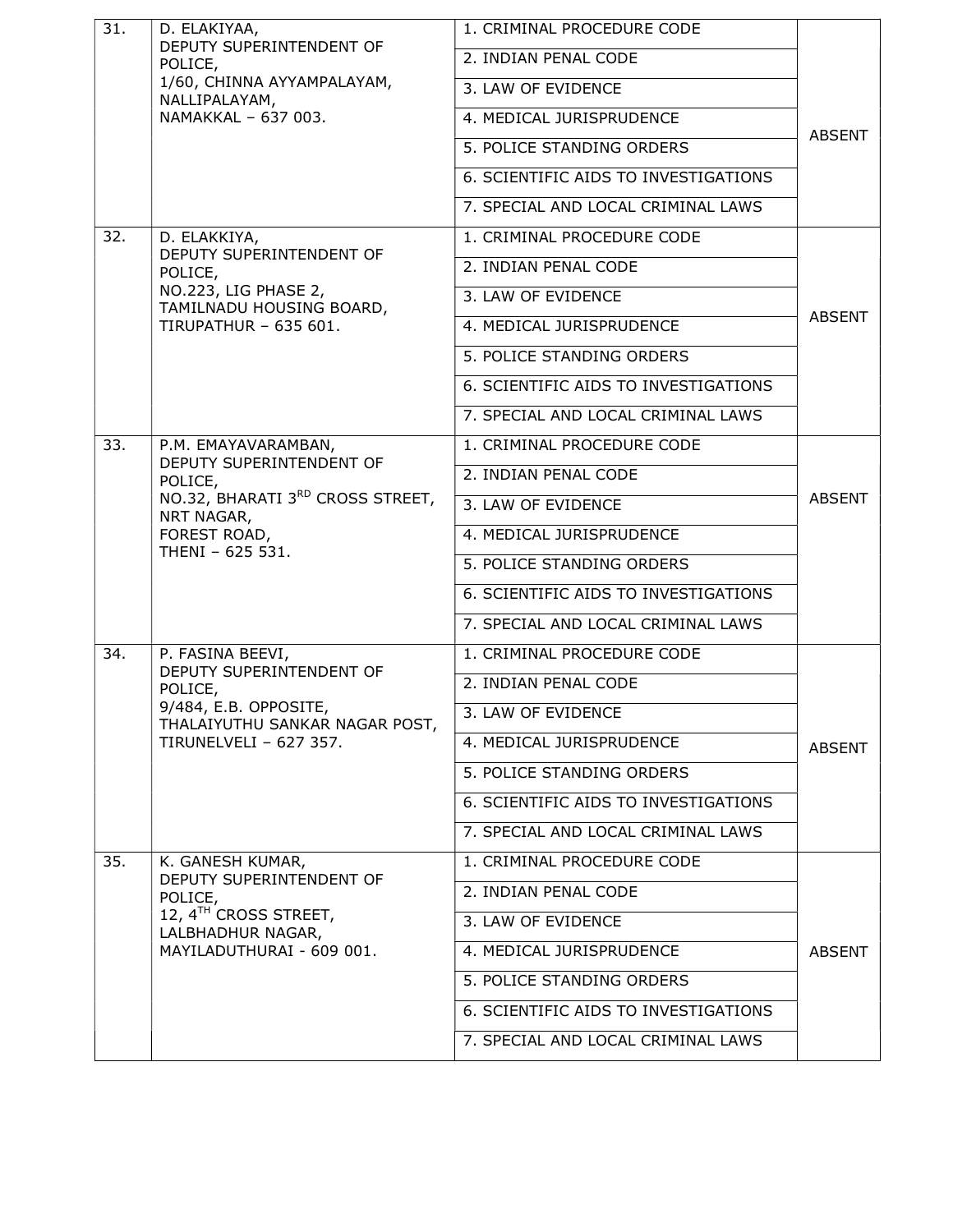| | | | |
|---|---|---|---|
| 31. | D. ELAKIYAA,<br>DEPUTY SUPERINTENDENT OF POLICE,<br>1/60, CHINNA AYYAMPALAYAM,<br>NALLIPALAYAM,<br>NAMAKKAL – 637 003. | 1. CRIMINAL PROCEDURE CODE<br>2. INDIAN PENAL CODE<br>3. LAW OF EVIDENCE<br>4. MEDICAL JURISPRUDENCE<br>5. POLICE STANDING ORDERS<br>6. SCIENTIFIC AIDS TO INVESTIGATIONS<br>7. SPECIAL AND LOCAL CRIMINAL LAWS | ABSENT |
| 32. | D. ELAKKIYA,<br>DEPUTY SUPERINTENDENT OF POLICE,<br>NO.223, LIG PHASE 2,<br>TAMILNADU HOUSING BOARD,<br>TIRUPATHUR – 635 601. | 1. CRIMINAL PROCEDURE CODE<br>2. INDIAN PENAL CODE<br>3. LAW OF EVIDENCE<br>4. MEDICAL JURISPRUDENCE<br>5. POLICE STANDING ORDERS<br>6. SCIENTIFIC AIDS TO INVESTIGATIONS<br>7. SPECIAL AND LOCAL CRIMINAL LAWS | ABSENT |
| 33. | P.M. EMAYAVARAMBAN,<br>DEPUTY SUPERINTENDENT OF POLICE,<br>NO.32, BHARATI 3RD CROSS STREET,<br>NRT NAGAR,<br>FOREST ROAD,<br>THENI – 625 531. | 1. CRIMINAL PROCEDURE CODE<br>2. INDIAN PENAL CODE<br>3. LAW OF EVIDENCE<br>4. MEDICAL JURISPRUDENCE<br>5. POLICE STANDING ORDERS<br>6. SCIENTIFIC AIDS TO INVESTIGATIONS<br>7. SPECIAL AND LOCAL CRIMINAL LAWS | ABSENT |
| 34. | P. FASINA BEEVI,<br>DEPUTY SUPERINTENDENT OF POLICE,<br>9/484, E.B. OPPOSITE,<br>THALAIYUTHU SANKAR NAGAR POST,<br>TIRUNELVELI – 627 357. | 1. CRIMINAL PROCEDURE CODE<br>2. INDIAN PENAL CODE<br>3. LAW OF EVIDENCE<br>4. MEDICAL JURISPRUDENCE<br>5. POLICE STANDING ORDERS<br>6. SCIENTIFIC AIDS TO INVESTIGATIONS<br>7. SPECIAL AND LOCAL CRIMINAL LAWS | ABSENT |
| 35. | K. GANESH KUMAR,<br>DEPUTY SUPERINTENDENT OF POLICE,<br>12, 4TH CROSS STREET,<br>LALBHADHUR NAGAR,<br>MAYILADUTHURAI - 609 001. | 1. CRIMINAL PROCEDURE CODE<br>2. INDIAN PENAL CODE<br>3. LAW OF EVIDENCE<br>4. MEDICAL JURISPRUDENCE<br>5. POLICE STANDING ORDERS<br>6. SCIENTIFIC AIDS TO INVESTIGATIONS<br>7. SPECIAL AND LOCAL CRIMINAL LAWS | ABSENT |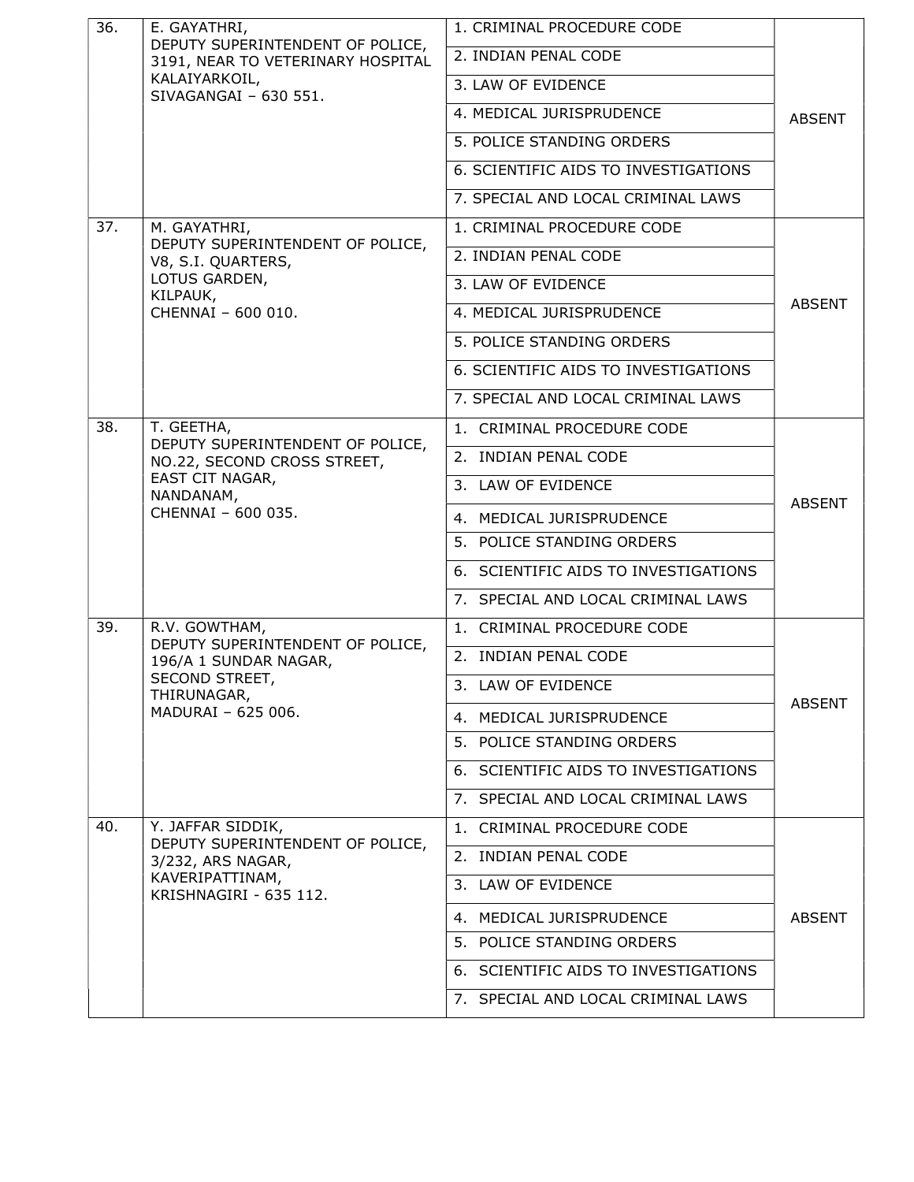| | | | |
|---|---|---|---|
| 36. | E. GAYATHRI,<br>DEPUTY SUPERINTENDENT OF POLICE,<br>3191, NEAR TO VETERINARY HOSPITAL<br>KALAIYARKOIL,<br>SIVAGANGAI – 630 551. | 1. CRIMINAL PROCEDURE CODE | ABSENT |
| | | 2. INDIAN PENAL CODE | |
| | | 3. LAW OF EVIDENCE | |
| | | 4. MEDICAL JURISPRUDENCE | |
| | | 5. POLICE STANDING ORDERS | |
| | | 6. SCIENTIFIC AIDS TO INVESTIGATIONS | |
| | | 7. SPECIAL AND LOCAL CRIMINAL LAWS | |
| 37. | M. GAYATHRI,<br>DEPUTY SUPERINTENDENT OF POLICE,<br>V8, S.I. QUARTERS,<br>LOTUS GARDEN,<br>KILPAUK,<br>CHENNAI – 600 010. | 1. CRIMINAL PROCEDURE CODE | ABSENT |
| | | 2. INDIAN PENAL CODE | |
| | | 3. LAW OF EVIDENCE | |
| | | 4. MEDICAL JURISPRUDENCE | |
| | | 5. POLICE STANDING ORDERS | |
| | | 6. SCIENTIFIC AIDS TO INVESTIGATIONS | |
| | | 7. SPECIAL AND LOCAL CRIMINAL LAWS | |
| 38. | T. GEETHA,<br>DEPUTY SUPERINTENDENT OF POLICE,<br>NO.22, SECOND CROSS STREET,<br>EAST CIT NAGAR,<br>NANDANAM,<br>CHENNAI – 600 035. | 1. CRIMINAL PROCEDURE CODE | ABSENT |
| | | 2. INDIAN PENAL CODE | |
| | | 3. LAW OF EVIDENCE | |
| | | 4. MEDICAL JURISPRUDENCE | |
| | | 5. POLICE STANDING ORDERS | |
| | | 6. SCIENTIFIC AIDS TO INVESTIGATIONS | |
| | | 7. SPECIAL AND LOCAL CRIMINAL LAWS | |
| 39. | R.V. GOWTHAM,<br>DEPUTY SUPERINTENDENT OF POLICE,<br>196/A 1 SUNDAR NAGAR,<br>SECOND STREET,<br>THIRUNAGAR,<br>MADURAI – 625 006. | 1. CRIMINAL PROCEDURE CODE | ABSENT |
| | | 2. INDIAN PENAL CODE | |
| | | 3. LAW OF EVIDENCE | |
| | | 4. MEDICAL JURISPRUDENCE | |
| | | 5. POLICE STANDING ORDERS | |
| | | 6. SCIENTIFIC AIDS TO INVESTIGATIONS | |
| | | 7. SPECIAL AND LOCAL CRIMINAL LAWS | |
| 40. | Y. JAFFAR SIDDIK,<br>DEPUTY SUPERINTENDENT OF POLICE,<br>3/232, ARS NAGAR,<br>KAVERIPATTINAM,<br>KRISHNAGIRI - 635 112. | 1. CRIMINAL PROCEDURE CODE | ABSENT |
| | | 2. INDIAN PENAL CODE | |
| | | 3. LAW OF EVIDENCE | |
| | | 4. MEDICAL JURISPRUDENCE | |
| | | 5. POLICE STANDING ORDERS | |
| | | 6. SCIENTIFIC AIDS TO INVESTIGATIONS | |
| | | 7. SPECIAL AND LOCAL CRIMINAL LAWS | |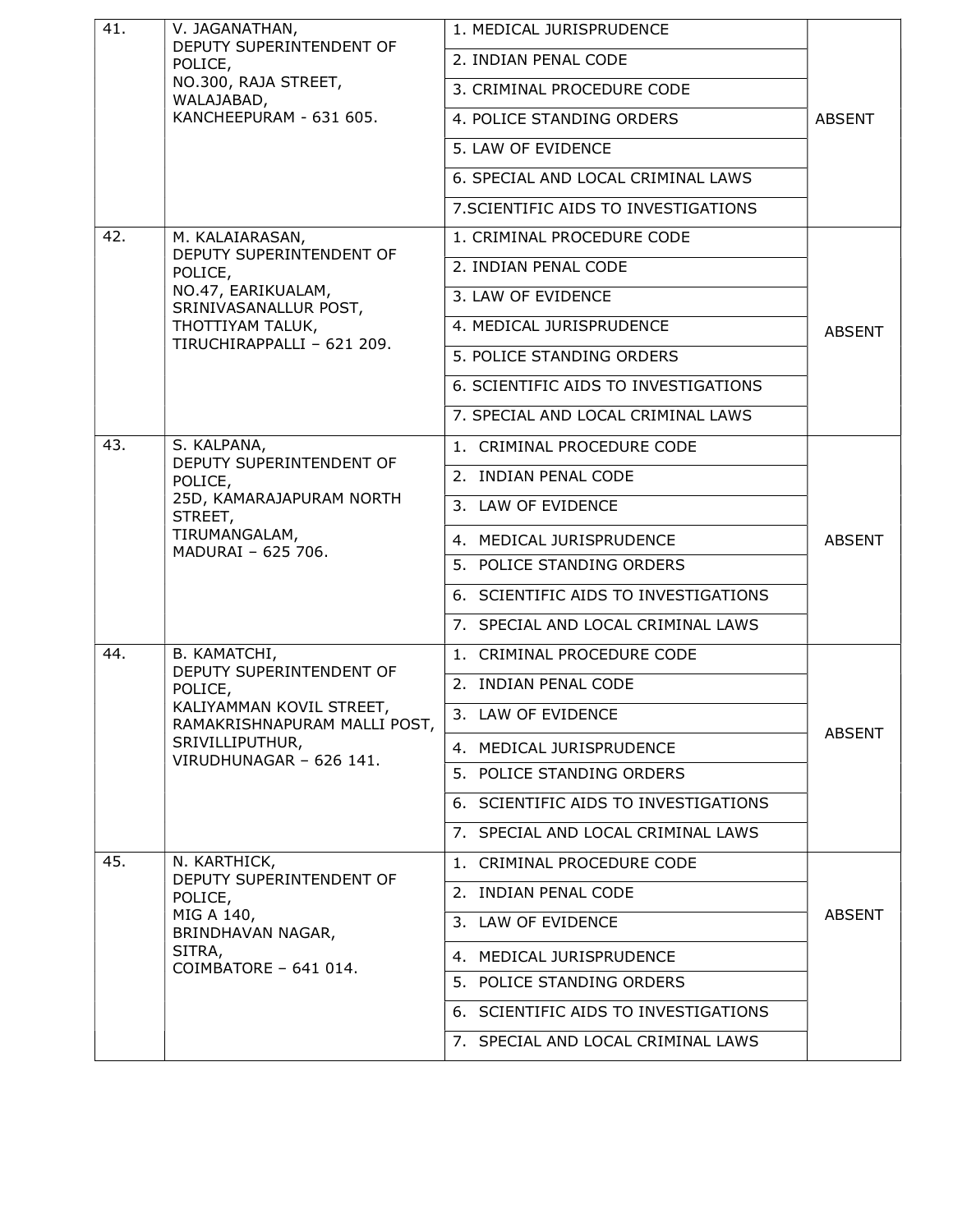| 41. | V. JAGANATHAN,<br>DEPUTY SUPERINTENDENT OF POLICE,<br>NO.300, RAJA STREET,<br>WALAJABAD,<br>KANCHEEPURAM - 631 605. | 1. MEDICAL JURISPRUDENCE<br>2. INDIAN PENAL CODE<br>3. CRIMINAL PROCEDURE CODE<br>4. POLICE STANDING ORDERS<br>5. LAW OF EVIDENCE<br>6. SPECIAL AND LOCAL CRIMINAL LAWS<br>7.SCIENTIFIC AIDS TO INVESTIGATIONS | ABSENT |
|---|---|---|---|
| 42. | M. KALAIARASAN,<br>DEPUTY SUPERINTENDENT OF POLICE,<br>NO.47, EARIKUALAM,<br>SRINIVASANALLUR POST,<br>THOTTIYAM TALUK,<br>TIRUCHIRAPPALLI – 621 209. | 1. CRIMINAL PROCEDURE CODE<br>2. INDIAN PENAL CODE<br>3. LAW OF EVIDENCE<br>4. MEDICAL JURISPRUDENCE<br>5. POLICE STANDING ORDERS<br>6. SCIENTIFIC AIDS TO INVESTIGATIONS<br>7. SPECIAL AND LOCAL CRIMINAL LAWS | ABSENT |
| 43. | S. KALPANA,<br>DEPUTY SUPERINTENDENT OF POLICE,<br>25D, KAMARAJAPURAM NORTH STREET,<br>TIRUMANGALAM,<br>MADURAI – 625 706. | 1. CRIMINAL PROCEDURE CODE<br>2. INDIAN PENAL CODE<br>3. LAW OF EVIDENCE<br>4. MEDICAL JURISPRUDENCE<br>5. POLICE STANDING ORDERS<br>6. SCIENTIFIC AIDS TO INVESTIGATIONS<br>7. SPECIAL AND LOCAL CRIMINAL LAWS | ABSENT |
| 44. | B. KAMATCHI,<br>DEPUTY SUPERINTENDENT OF POLICE,<br>KALIYAMMAN KOVIL STREET,<br>RAMAKRISHNAPURAM MALLI POST,<br>SRIVILLIPUTHUR,<br>VIRUDHUNAGAR – 626 141. | 1. CRIMINAL PROCEDURE CODE<br>2. INDIAN PENAL CODE<br>3. LAW OF EVIDENCE<br>4. MEDICAL JURISPRUDENCE<br>5. POLICE STANDING ORDERS<br>6. SCIENTIFIC AIDS TO INVESTIGATIONS<br>7. SPECIAL AND LOCAL CRIMINAL LAWS | ABSENT |
| 45. | N. KARTHICK,<br>DEPUTY SUPERINTENDENT OF POLICE,<br>MIG A 140,<br>BRINDHAVAN NAGAR,<br>SITRA,<br>COIMBATORE – 641 014. | 1. CRIMINAL PROCEDURE CODE<br>2. INDIAN PENAL CODE<br>3. LAW OF EVIDENCE<br>4. MEDICAL JURISPRUDENCE<br>5. POLICE STANDING ORDERS<br>6. SCIENTIFIC AIDS TO INVESTIGATIONS<br>7. SPECIAL AND LOCAL CRIMINAL LAWS | ABSENT |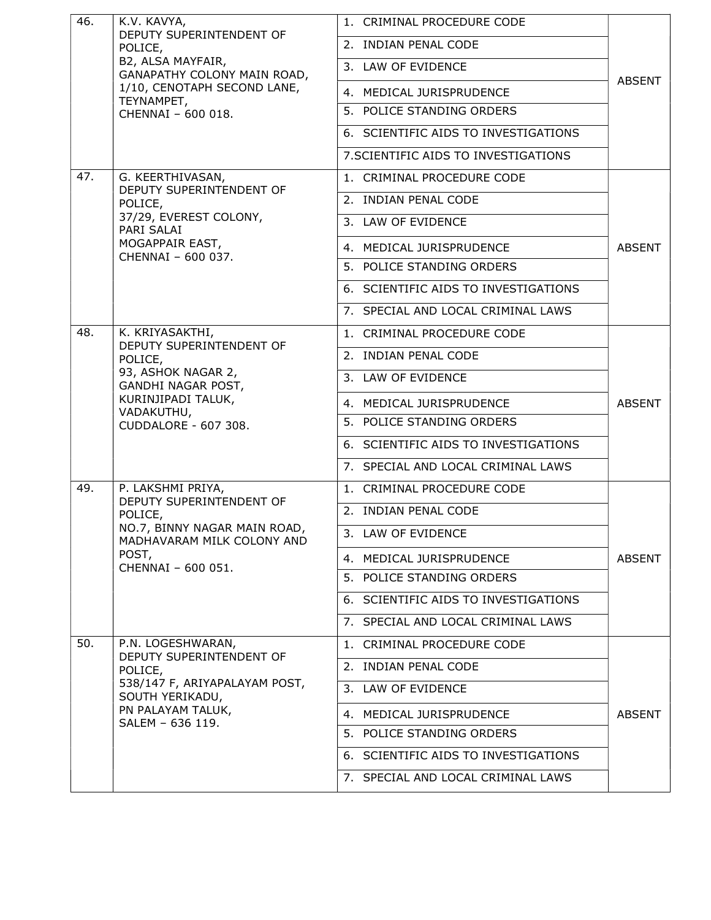| | | | |
|---|---|---|---|
| 46. | K.V. KAVYA,<br>DEPUTY SUPERINTENDENT OF POLICE,<br>B2, ALSA MAYFAIR,<br>GANAPATHY COLONY MAIN ROAD,<br>1/10, CENOTAPH SECOND LANE,<br>TEYNAMPET,<br>CHENNAI – 600 018. | 1. CRIMINAL PROCEDURE CODE | ABSENT |
| | | 2. INDIAN PENAL CODE | |
| | | 3. LAW OF EVIDENCE | |
| | | 4. MEDICAL JURISPRUDENCE | |
| | | 5. POLICE STANDING ORDERS | |
| | | 6. SCIENTIFIC AIDS TO INVESTIGATIONS | |
| | | 7.SCIENTIFIC AIDS TO INVESTIGATIONS | |
| 47. | G. KEERTHIVASAN,<br>DEPUTY SUPERINTENDENT OF POLICE,<br>37/29, EVEREST COLONY,<br>PARI SALAI<br>MOGAPPAIR EAST,<br>CHENNAI – 600 037. | 1. CRIMINAL PROCEDURE CODE | ABSENT |
| | | 2. INDIAN PENAL CODE | |
| | | 3. LAW OF EVIDENCE | |
| | | 4. MEDICAL JURISPRUDENCE | |
| | | 5. POLICE STANDING ORDERS | |
| | | 6. SCIENTIFIC AIDS TO INVESTIGATIONS | |
| | | 7. SPECIAL AND LOCAL CRIMINAL LAWS | |
| 48. | K. KRIYASAKTHI,<br>DEPUTY SUPERINTENDENT OF POLICE,<br>93, ASHOK NAGAR 2,<br>GANDHI NAGAR POST,<br>KURINJIPADI TALUK,<br>VADAKUTHU,<br>CUDDALORE - 607 308. | 1. CRIMINAL PROCEDURE CODE | ABSENT |
| | | 2. INDIAN PENAL CODE | |
| | | 3. LAW OF EVIDENCE | |
| | | 4. MEDICAL JURISPRUDENCE | |
| | | 5. POLICE STANDING ORDERS | |
| | | 6. SCIENTIFIC AIDS TO INVESTIGATIONS | |
| | | 7. SPECIAL AND LOCAL CRIMINAL LAWS | |
| 49. | P. LAKSHMI PRIYA,<br>DEPUTY SUPERINTENDENT OF POLICE,<br>NO.7, BINNY NAGAR MAIN ROAD,<br>MADHAVARAM MILK COLONY AND POST,<br>CHENNAI – 600 051. | 1. CRIMINAL PROCEDURE CODE | ABSENT |
| | | 2. INDIAN PENAL CODE | |
| | | 3. LAW OF EVIDENCE | |
| | | 4. MEDICAL JURISPRUDENCE | |
| | | 5. POLICE STANDING ORDERS | |
| | | 6. SCIENTIFIC AIDS TO INVESTIGATIONS | |
| | | 7. SPECIAL AND LOCAL CRIMINAL LAWS | |
| 50. | P.N. LOGESHWARAN,<br>DEPUTY SUPERINTENDENT OF POLICE,<br>538/147 F, ARIYAPALAYAM POST,<br>SOUTH YERIKADU,<br>PN PALAYAM TALUK,<br>SALEM – 636 119. | 1. CRIMINAL PROCEDURE CODE | ABSENT |
| | | 2. INDIAN PENAL CODE | |
| | | 3. LAW OF EVIDENCE | |
| | | 4. MEDICAL JURISPRUDENCE | |
| | | 5. POLICE STANDING ORDERS | |
| | | 6. SCIENTIFIC AIDS TO INVESTIGATIONS | |
| | | 7. SPECIAL AND LOCAL CRIMINAL LAWS | |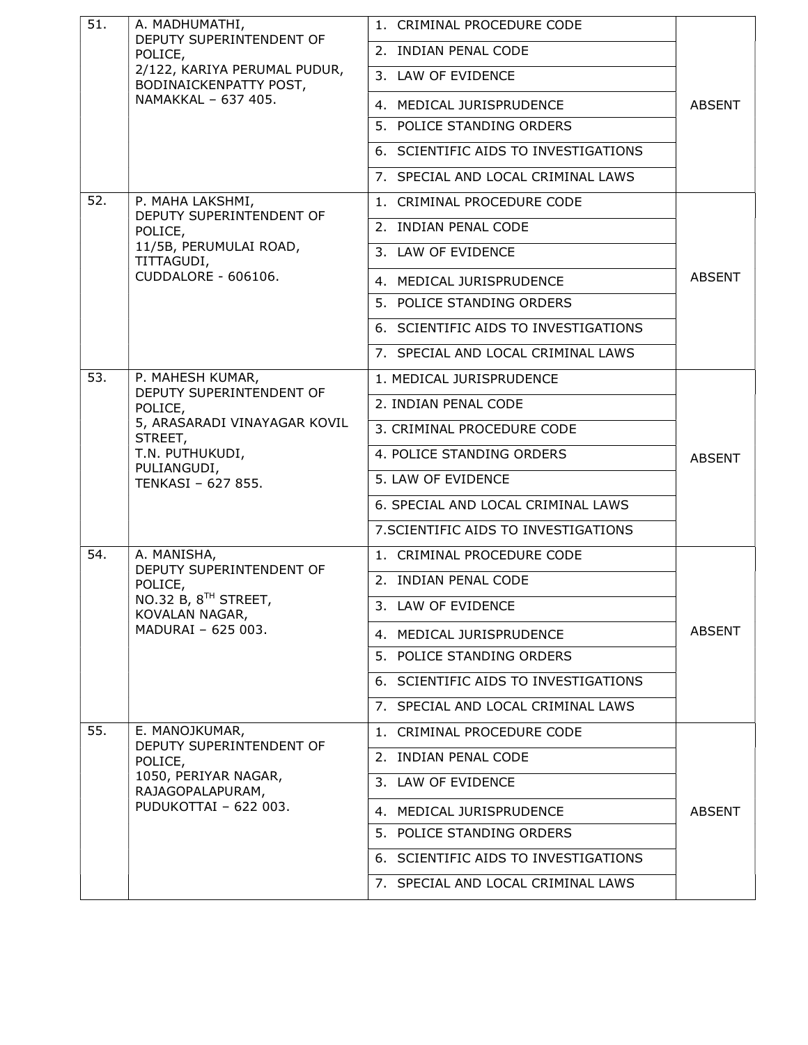| | | | |
|---|---|---|---|
| 51. | A. MADHUMATHI, DEPUTY SUPERINTENDENT OF POLICE, 2/122, KARIYA PERUMAL PUDUR, BODINAICKENPATTY POST, NAMAKKAL – 637 405. | 1. CRIMINAL PROCEDURE CODE | ABSENT |
| | | 2. INDIAN PENAL CODE | |
| | | 3. LAW OF EVIDENCE | |
| | | 4. MEDICAL JURISPRUDENCE | |
| | | 5. POLICE STANDING ORDERS | |
| | | 6. SCIENTIFIC AIDS TO INVESTIGATIONS | |
| | | 7. SPECIAL AND LOCAL CRIMINAL LAWS | |
| 52. | P. MAHA LAKSHMI, DEPUTY SUPERINTENDENT OF POLICE, 11/5B, PERUMULAI ROAD, TITTAGUDI, CUDDALORE - 606106. | 1. CRIMINAL PROCEDURE CODE | ABSENT |
| | | 2. INDIAN PENAL CODE | |
| | | 3. LAW OF EVIDENCE | |
| | | 4. MEDICAL JURISPRUDENCE | |
| | | 5. POLICE STANDING ORDERS | |
| | | 6. SCIENTIFIC AIDS TO INVESTIGATIONS | |
| | | 7. SPECIAL AND LOCAL CRIMINAL LAWS | |
| 53. | P. MAHESH KUMAR, DEPUTY SUPERINTENDENT OF POLICE, 5, ARASARADI VINAYAGAR KOVIL STREET, T.N. PUTHUKUDI, PULIANGUDI, TENKASI – 627 855. | 1. MEDICAL JURISPRUDENCE | ABSENT |
| | | 2. INDIAN PENAL CODE | |
| | | 3. CRIMINAL PROCEDURE CODE | |
| | | 4. POLICE STANDING ORDERS | |
| | | 5. LAW OF EVIDENCE | |
| | | 6. SPECIAL AND LOCAL CRIMINAL LAWS | |
| | | 7.SCIENTIFIC AIDS TO INVESTIGATIONS | |
| 54. | A. MANISHA, DEPUTY SUPERINTENDENT OF POLICE, NO.32 B, 8TH STREET, KOVALAN NAGAR, MADURAI – 625 003. | 1. CRIMINAL PROCEDURE CODE | ABSENT |
| | | 2. INDIAN PENAL CODE | |
| | | 3. LAW OF EVIDENCE | |
| | | 4. MEDICAL JURISPRUDENCE | |
| | | 5. POLICE STANDING ORDERS | |
| | | 6. SCIENTIFIC AIDS TO INVESTIGATIONS | |
| | | 7. SPECIAL AND LOCAL CRIMINAL LAWS | |
| 55. | E. MANOJKUMAR, DEPUTY SUPERINTENDENT OF POLICE, 1050, PERIYAR NAGAR, RAJAGOPALAPURAM, PUDUKOTTAI – 622 003. | 1. CRIMINAL PROCEDURE CODE | ABSENT |
| | | 2. INDIAN PENAL CODE | |
| | | 3. LAW OF EVIDENCE | |
| | | 4. MEDICAL JURISPRUDENCE | |
| | | 5. POLICE STANDING ORDERS | |
| | | 6. SCIENTIFIC AIDS TO INVESTIGATIONS | |
| | | 7. SPECIAL AND LOCAL CRIMINAL LAWS | |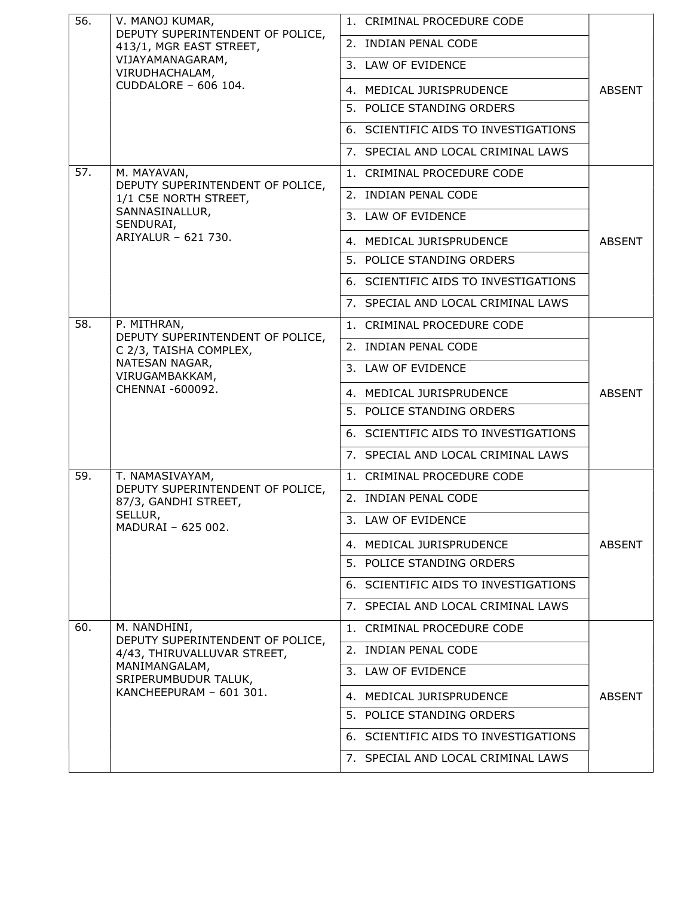| | | | |
|---|---|---|---|
| 56. | V. MANOJ KUMAR, DEPUTY SUPERINTENDENT OF POLICE, 413/1, MGR EAST STREET, VIJAYAMANAGARAM, VIRUDHACHALAM, CUDDALORE – 606 104. | 1. CRIMINAL PROCEDURE CODE | ABSENT |
| | | 2. INDIAN PENAL CODE | |
| | | 3. LAW OF EVIDENCE | |
| | | 4. MEDICAL JURISPRUDENCE | |
| | | 5. POLICE STANDING ORDERS | |
| | | 6. SCIENTIFIC AIDS TO INVESTIGATIONS | |
| | | 7. SPECIAL AND LOCAL CRIMINAL LAWS | |
| 57. | M. MAYAVAN, DEPUTY SUPERINTENDENT OF POLICE, 1/1 C5E NORTH STREET, SANNASINALLUR, SENDURAI, ARIYALUR – 621 730. | 1. CRIMINAL PROCEDURE CODE | ABSENT |
| | | 2. INDIAN PENAL CODE | |
| | | 3. LAW OF EVIDENCE | |
| | | 4. MEDICAL JURISPRUDENCE | |
| | | 5. POLICE STANDING ORDERS | |
| | | 6. SCIENTIFIC AIDS TO INVESTIGATIONS | |
| | | 7. SPECIAL AND LOCAL CRIMINAL LAWS | |
| 58. | P. MITHRAN, DEPUTY SUPERINTENDENT OF POLICE, C 2/3, TAISHA COMPLEX, NATESAN NAGAR, VIRUGAMBAKKAM, CHENNAI -600092. | 1. CRIMINAL PROCEDURE CODE | ABSENT |
| | | 2. INDIAN PENAL CODE | |
| | | 3. LAW OF EVIDENCE | |
| | | 4. MEDICAL JURISPRUDENCE | |
| | | 5. POLICE STANDING ORDERS | |
| | | 6. SCIENTIFIC AIDS TO INVESTIGATIONS | |
| | | 7. SPECIAL AND LOCAL CRIMINAL LAWS | |
| 59. | T. NAMASIVAYAM, DEPUTY SUPERINTENDENT OF POLICE, 87/3, GANDHI STREET, SELLUR, MADURAI – 625 002. | 1. CRIMINAL PROCEDURE CODE | ABSENT |
| | | 2. INDIAN PENAL CODE | |
| | | 3. LAW OF EVIDENCE | |
| | | 4. MEDICAL JURISPRUDENCE | |
| | | 5. POLICE STANDING ORDERS | |
| | | 6. SCIENTIFIC AIDS TO INVESTIGATIONS | |
| | | 7. SPECIAL AND LOCAL CRIMINAL LAWS | |
| 60. | M. NANDHINI, DEPUTY SUPERINTENDENT OF POLICE, 4/43, THIRUVALLUVAR STREET, MANIMANGALAM, SRIPERUMBUDUR TALUK, KANCHEEPURAM – 601 301. | 1. CRIMINAL PROCEDURE CODE | ABSENT |
| | | 2. INDIAN PENAL CODE | |
| | | 3. LAW OF EVIDENCE | |
| | | 4. MEDICAL JURISPRUDENCE | |
| | | 5. POLICE STANDING ORDERS | |
| | | 6. SCIENTIFIC AIDS TO INVESTIGATIONS | |
| | | 7. SPECIAL AND LOCAL CRIMINAL LAWS | |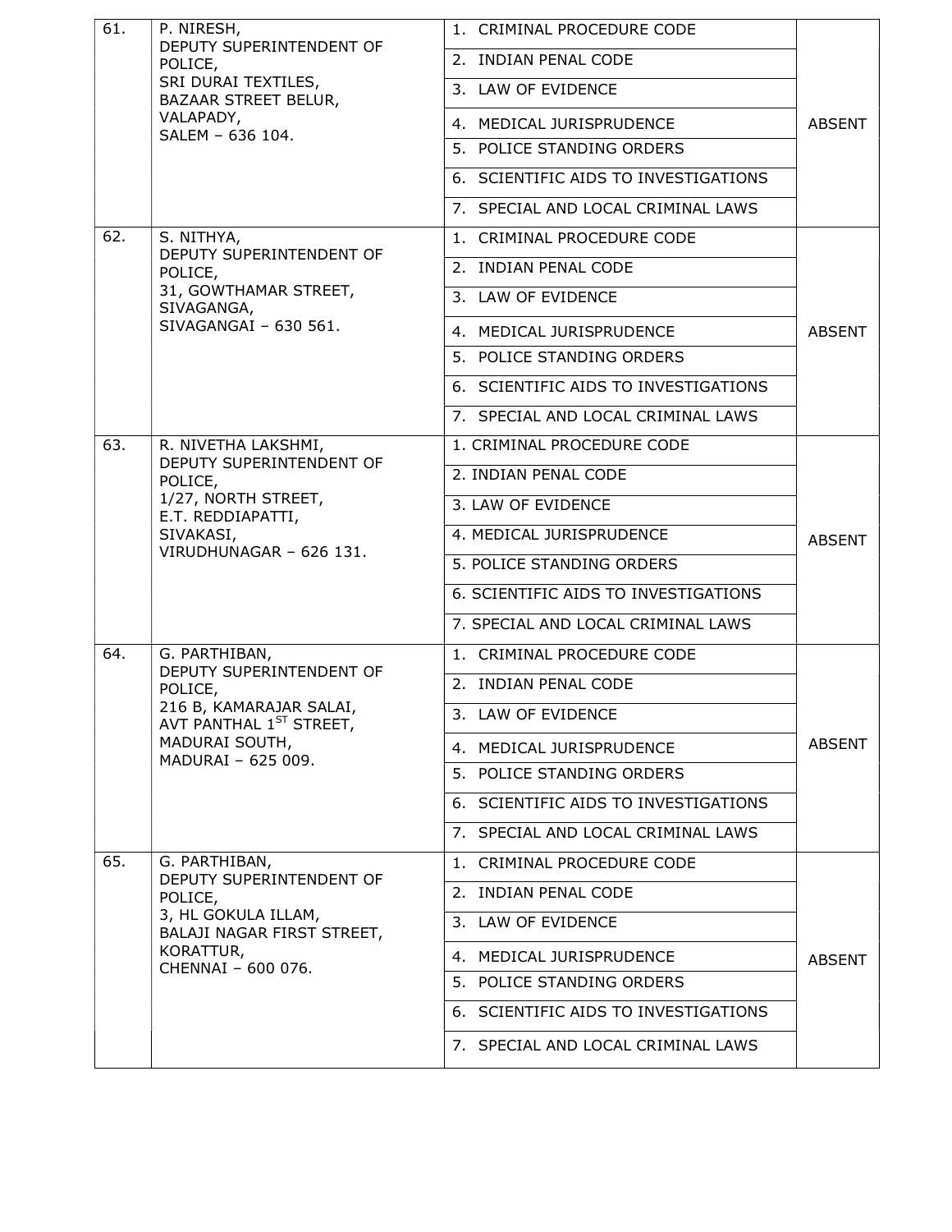| | | | |
|---|---|---|---|
| 61. | P. NIRESH,<br>DEPUTY SUPERINTENDENT OF POLICE,<br>SRI DURAI TEXTILES,<br>BAZAAR STREET BELUR,<br>VALAPADY,<br>SALEM – 636 104. | 1. CRIMINAL PROCEDURE CODE<br>2. INDIAN PENAL CODE<br>3. LAW OF EVIDENCE<br>4. MEDICAL JURISPRUDENCE<br>5. POLICE STANDING ORDERS<br>6. SCIENTIFIC AIDS TO INVESTIGATIONS<br>7. SPECIAL AND LOCAL CRIMINAL LAWS | ABSENT |
| 62. | S. NITHYA,<br>DEPUTY SUPERINTENDENT OF POLICE,<br>31, GOWTHAMAR STREET,<br>SIVAGANGA,<br>SIVAGANGAI – 630 561. | 1. CRIMINAL PROCEDURE CODE<br>2. INDIAN PENAL CODE<br>3. LAW OF EVIDENCE<br>4. MEDICAL JURISPRUDENCE<br>5. POLICE STANDING ORDERS<br>6. SCIENTIFIC AIDS TO INVESTIGATIONS<br>7. SPECIAL AND LOCAL CRIMINAL LAWS | ABSENT |
| 63. | R. NIVETHA LAKSHMI,<br>DEPUTY SUPERINTENDENT OF POLICE,<br>1/27, NORTH STREET,<br>E.T. REDDIAPATTI,<br>SIVAKASI,<br>VIRUDHUNAGAR – 626 131. | 1. CRIMINAL PROCEDURE CODE<br>2. INDIAN PENAL CODE<br>3. LAW OF EVIDENCE<br>4. MEDICAL JURISPRUDENCE<br>5. POLICE STANDING ORDERS<br>6. SCIENTIFIC AIDS TO INVESTIGATIONS<br>7. SPECIAL AND LOCAL CRIMINAL LAWS | ABSENT |
| 64. | G. PARTHIBAN,<br>DEPUTY SUPERINTENDENT OF POLICE,<br>216 B, KAMARAJAR SALAI,<br>AVT PANTHAL 1ST STREET,<br>MADURAI SOUTH,<br>MADURAI – 625 009. | 1. CRIMINAL PROCEDURE CODE<br>2. INDIAN PENAL CODE<br>3. LAW OF EVIDENCE<br>4. MEDICAL JURISPRUDENCE<br>5. POLICE STANDING ORDERS<br>6. SCIENTIFIC AIDS TO INVESTIGATIONS<br>7. SPECIAL AND LOCAL CRIMINAL LAWS | ABSENT |
| 65. | G. PARTHIBAN,<br>DEPUTY SUPERINTENDENT OF POLICE,<br>3, HL GOKULA ILLAM,<br>BALAJI NAGAR FIRST STREET,<br>KORATTUR,<br>CHENNAI – 600 076. | 1. CRIMINAL PROCEDURE CODE<br>2. INDIAN PENAL CODE<br>3. LAW OF EVIDENCE<br>4. MEDICAL JURISPRUDENCE<br>5. POLICE STANDING ORDERS<br>6. SCIENTIFIC AIDS TO INVESTIGATIONS<br>7. SPECIAL AND LOCAL CRIMINAL LAWS | ABSENT |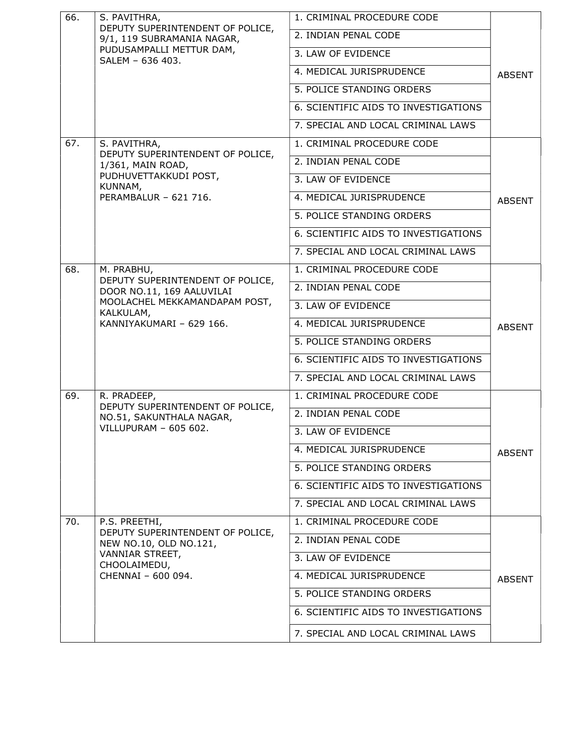| | | | |
|---|---|---|---|
| 66. | S. PAVITHRA,<br>DEPUTY SUPERINTENDENT OF POLICE,<br>9/1, 119 SUBRAMANIA NAGAR,<br>PUDUSAMPALLI METTUR DAM,<br>SALEM – 636 403. | 1. CRIMINAL PROCEDURE CODE<br>2. INDIAN PENAL CODE<br>3. LAW OF EVIDENCE<br>4. MEDICAL JURISPRUDENCE<br>5. POLICE STANDING ORDERS<br>6. SCIENTIFIC AIDS TO INVESTIGATIONS<br>7. SPECIAL AND LOCAL CRIMINAL LAWS | ABSENT |
| 67. | S. PAVITHRA,<br>DEPUTY SUPERINTENDENT OF POLICE,<br>1/361, MAIN ROAD,<br>PUDHUVETTAKKUDI POST,<br>KUNNAM,<br>PERAMBALUR – 621 716. | 1. CRIMINAL PROCEDURE CODE<br>2. INDIAN PENAL CODE<br>3. LAW OF EVIDENCE<br>4. MEDICAL JURISPRUDENCE<br>5. POLICE STANDING ORDERS<br>6. SCIENTIFIC AIDS TO INVESTIGATIONS<br>7. SPECIAL AND LOCAL CRIMINAL LAWS | ABSENT |
| 68. | M. PRABHU,<br>DEPUTY SUPERINTENDENT OF POLICE,<br>DOOR NO.11, 169 AALUVILAI<br>MOOLACHEL MEKKAMANDAPAM POST,<br>KALKULAM,<br>KANNIYAKUMARI – 629 166. | 1. CRIMINAL PROCEDURE CODE<br>2. INDIAN PENAL CODE<br>3. LAW OF EVIDENCE<br>4. MEDICAL JURISPRUDENCE<br>5. POLICE STANDING ORDERS<br>6. SCIENTIFIC AIDS TO INVESTIGATIONS<br>7. SPECIAL AND LOCAL CRIMINAL LAWS | ABSENT |
| 69. | R. PRADEEP,<br>DEPUTY SUPERINTENDENT OF POLICE,<br>NO.51, SAKUNTHALA NAGAR,<br>VILLUPURAM – 605 602. | 1. CRIMINAL PROCEDURE CODE<br>2. INDIAN PENAL CODE<br>3. LAW OF EVIDENCE<br>4. MEDICAL JURISPRUDENCE<br>5. POLICE STANDING ORDERS<br>6. SCIENTIFIC AIDS TO INVESTIGATIONS<br>7. SPECIAL AND LOCAL CRIMINAL LAWS | ABSENT |
| 70. | P.S. PREETHI,<br>DEPUTY SUPERINTENDENT OF POLICE,<br>NEW NO.10, OLD NO.121,<br>VANNIAR STREET,<br>CHOOLAIMEDU,<br>CHENNAI – 600 094. | 1. CRIMINAL PROCEDURE CODE<br>2. INDIAN PENAL CODE<br>3. LAW OF EVIDENCE<br>4. MEDICAL JURISPRUDENCE<br>5. POLICE STANDING ORDERS<br>6. SCIENTIFIC AIDS TO INVESTIGATIONS<br>7. SPECIAL AND LOCAL CRIMINAL LAWS | ABSENT |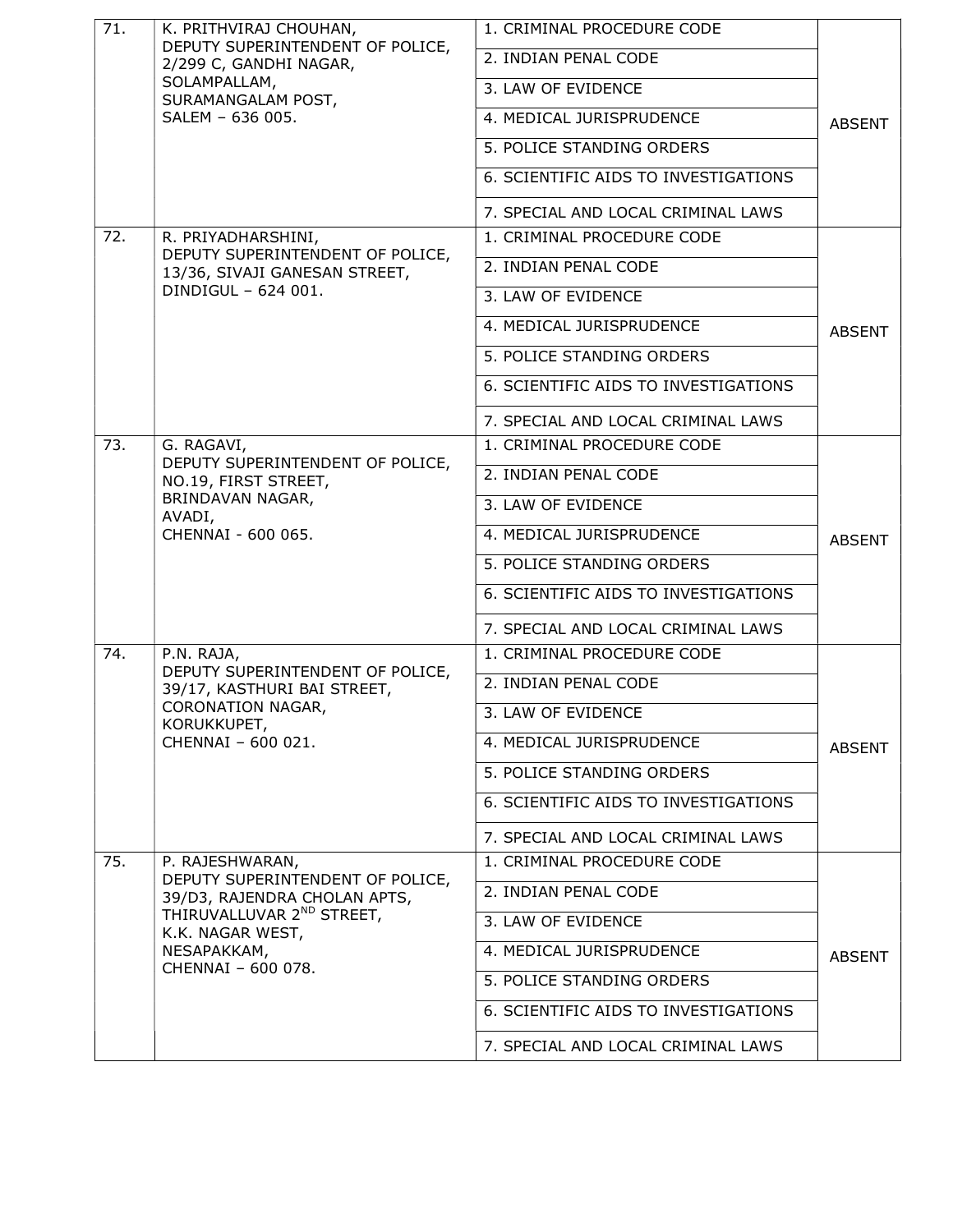| | | | |
|---|---|---|---|
| 71. | K. PRITHVIRAJ CHOUHAN,<br>DEPUTY SUPERINTENDENT OF POLICE,<br>2/299 C, GANDHI NAGAR,<br>SOLAMPALLAM,<br>SURAMANGALAM POST,<br>SALEM – 636 005. | 1. CRIMINAL PROCEDURE CODE<br>2. INDIAN PENAL CODE<br>3. LAW OF EVIDENCE<br>4. MEDICAL JURISPRUDENCE<br>5. POLICE STANDING ORDERS<br>6. SCIENTIFIC AIDS TO INVESTIGATIONS<br>7. SPECIAL AND LOCAL CRIMINAL LAWS | ABSENT |
| 72. | R. PRIYADHARSHINI,<br>DEPUTY SUPERINTENDENT OF POLICE,<br>13/36, SIVAJI GANESAN STREET,<br>DINDIGUL – 624 001. | 1. CRIMINAL PROCEDURE CODE<br>2. INDIAN PENAL CODE<br>3. LAW OF EVIDENCE<br>4. MEDICAL JURISPRUDENCE<br>5. POLICE STANDING ORDERS<br>6. SCIENTIFIC AIDS TO INVESTIGATIONS<br>7. SPECIAL AND LOCAL CRIMINAL LAWS | ABSENT |
| 73. | G. RAGAVI,<br>DEPUTY SUPERINTENDENT OF POLICE,<br>NO.19, FIRST STREET,<br>BRINDAVAN NAGAR,<br>AVADI,<br>CHENNAI - 600 065. | 1. CRIMINAL PROCEDURE CODE<br>2. INDIAN PENAL CODE<br>3. LAW OF EVIDENCE<br>4. MEDICAL JURISPRUDENCE<br>5. POLICE STANDING ORDERS<br>6. SCIENTIFIC AIDS TO INVESTIGATIONS<br>7. SPECIAL AND LOCAL CRIMINAL LAWS | ABSENT |
| 74. | P.N. RAJA,<br>DEPUTY SUPERINTENDENT OF POLICE,<br>39/17, KASTHURI BAI STREET,<br>CORONATION NAGAR,<br>KORUKKUPET,<br>CHENNAI – 600 021. | 1. CRIMINAL PROCEDURE CODE<br>2. INDIAN PENAL CODE<br>3. LAW OF EVIDENCE<br>4. MEDICAL JURISPRUDENCE<br>5. POLICE STANDING ORDERS<br>6. SCIENTIFIC AIDS TO INVESTIGATIONS<br>7. SPECIAL AND LOCAL CRIMINAL LAWS | ABSENT |
| 75. | P. RAJESHWARAN,<br>DEPUTY SUPERINTENDENT OF POLICE,<br>39/D3, RAJENDRA CHOLAN APTS,<br>THIRUVALLUVAR 2ND STREET,<br>K.K. NAGAR WEST,<br>NESAPAKKAM,<br>CHENNAI – 600 078. | 1. CRIMINAL PROCEDURE CODE<br>2. INDIAN PENAL CODE<br>3. LAW OF EVIDENCE<br>4. MEDICAL JURISPRUDENCE<br>5. POLICE STANDING ORDERS<br>6. SCIENTIFIC AIDS TO INVESTIGATIONS<br>7. SPECIAL AND LOCAL CRIMINAL LAWS | ABSENT |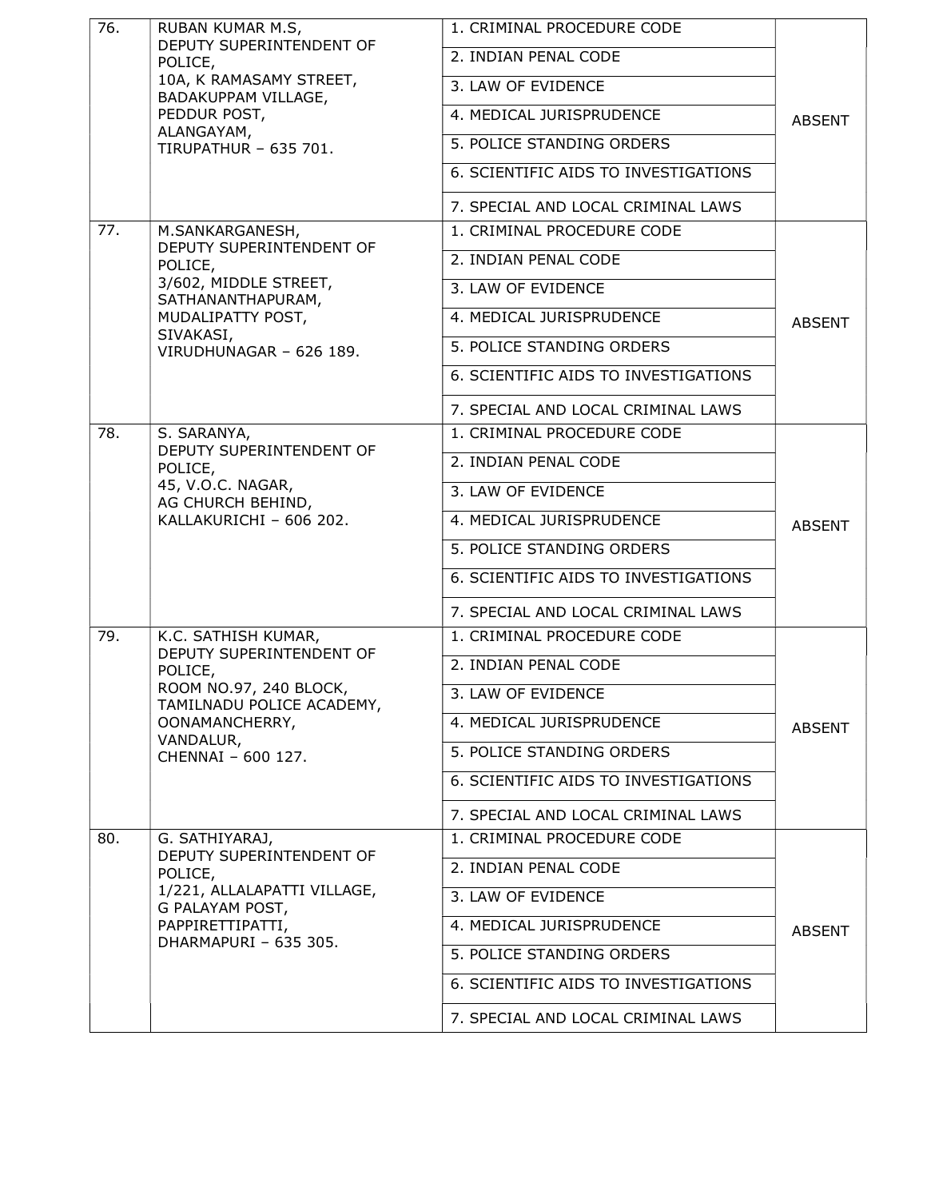| | | | |
|---|---|---|---|
| 76. | RUBAN KUMAR M.S, DEPUTY SUPERINTENDENT OF POLICE, 10A, K RAMASAMY STREET, BADAKUPPAM VILLAGE, PEDDUR POST, ALANGAYAM, TIRUPATHUR – 635 701. | 1. CRIMINAL PROCEDURE CODE | ABSENT |
| | | 2. INDIAN PENAL CODE | |
| | | 3. LAW OF EVIDENCE | |
| | | 4. MEDICAL JURISPRUDENCE | |
| | | 5. POLICE STANDING ORDERS | |
| | | 6. SCIENTIFIC AIDS TO INVESTIGATIONS | |
| | | 7. SPECIAL AND LOCAL CRIMINAL LAWS | |
| 77. | M.SANKARGANESH, DEPUTY SUPERINTENDENT OF POLICE, 3/602, MIDDLE STREET, SATHANANTHAPURAM, MUDALIPATTY POST, SIVAKASI, VIRUDHUNAGAR – 626 189. | 1. CRIMINAL PROCEDURE CODE | ABSENT |
| | | 2. INDIAN PENAL CODE | |
| | | 3. LAW OF EVIDENCE | |
| | | 4. MEDICAL JURISPRUDENCE | |
| | | 5. POLICE STANDING ORDERS | |
| | | 6. SCIENTIFIC AIDS TO INVESTIGATIONS | |
| | | 7. SPECIAL AND LOCAL CRIMINAL LAWS | |
| 78. | S. SARANYA, DEPUTY SUPERINTENDENT OF POLICE, 45, V.O.C. NAGAR, AG CHURCH BEHIND, KALLAKURICHI – 606 202. | 1. CRIMINAL PROCEDURE CODE | ABSENT |
| | | 2. INDIAN PENAL CODE | |
| | | 3. LAW OF EVIDENCE | |
| | | 4. MEDICAL JURISPRUDENCE | |
| | | 5. POLICE STANDING ORDERS | |
| | | 6. SCIENTIFIC AIDS TO INVESTIGATIONS | |
| | | 7. SPECIAL AND LOCAL CRIMINAL LAWS | |
| 79. | K.C. SATHISH KUMAR, DEPUTY SUPERINTENDENT OF POLICE, ROOM NO.97, 240 BLOCK, TAMILNADU POLICE ACADEMY, OONAMANCHERRY, VANDALUR, CHENNAI – 600 127. | 1. CRIMINAL PROCEDURE CODE | ABSENT |
| | | 2. INDIAN PENAL CODE | |
| | | 3. LAW OF EVIDENCE | |
| | | 4. MEDICAL JURISPRUDENCE | |
| | | 5. POLICE STANDING ORDERS | |
| | | 6. SCIENTIFIC AIDS TO INVESTIGATIONS | |
| | | 7. SPECIAL AND LOCAL CRIMINAL LAWS | |
| 80. | G. SATHIYARAJ, DEPUTY SUPERINTENDENT OF POLICE, 1/221, ALLALAPATTI VILLAGE, G PALAYAM POST, PAPPIRETTIPATTI, DHARMAPURI – 635 305. | 1. CRIMINAL PROCEDURE CODE | ABSENT |
| | | 2. INDIAN PENAL CODE | |
| | | 3. LAW OF EVIDENCE | |
| | | 4. MEDICAL JURISPRUDENCE | |
| | | 5. POLICE STANDING ORDERS | |
| | | 6. SCIENTIFIC AIDS TO INVESTIGATIONS | |
| | | 7. SPECIAL AND LOCAL CRIMINAL LAWS | |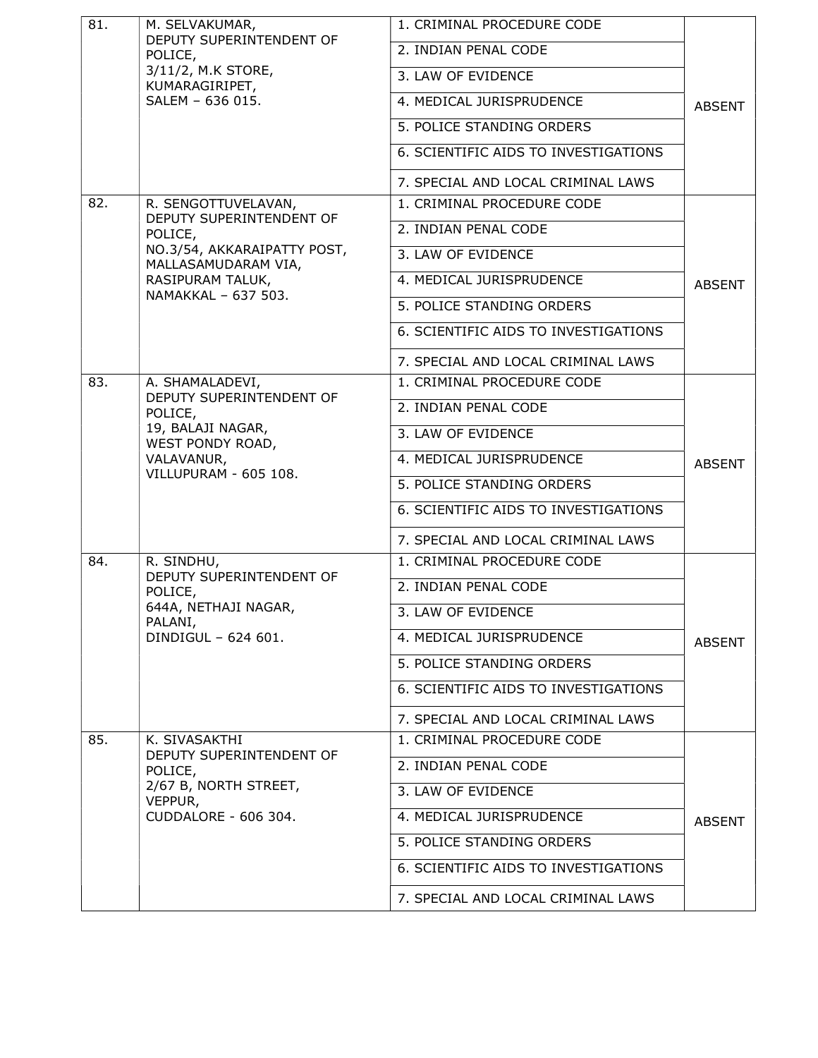| | | | |
|---|---|---|---|
| 81. | M. SELVAKUMAR,<br>DEPUTY SUPERINTENDENT OF POLICE,<br>3/11/2, M.K STORE,<br>KUMARAGIRIPET,<br>SALEM – 636 015. | 1. CRIMINAL PROCEDURE CODE<br>2. INDIAN PENAL CODE<br>3. LAW OF EVIDENCE<br>4. MEDICAL JURISPRUDENCE<br>5. POLICE STANDING ORDERS<br>6. SCIENTIFIC AIDS TO INVESTIGATIONS<br>7. SPECIAL AND LOCAL CRIMINAL LAWS | ABSENT |
| 82. | R. SENGOTTUVELAVAN,<br>DEPUTY SUPERINTENDENT OF POLICE,<br>NO.3/54, AKKARAIPATTY POST,<br>MALLASAMUDARAM VIA,<br>RASIPURAM TALUK,<br>NAMAKKAL – 637 503. | 1. CRIMINAL PROCEDURE CODE<br>2. INDIAN PENAL CODE<br>3. LAW OF EVIDENCE<br>4. MEDICAL JURISPRUDENCE<br>5. POLICE STANDING ORDERS<br>6. SCIENTIFIC AIDS TO INVESTIGATIONS<br>7. SPECIAL AND LOCAL CRIMINAL LAWS | ABSENT |
| 83. | A. SHAMALADEVI,<br>DEPUTY SUPERINTENDENT OF POLICE,<br>19, BALAJI NAGAR,<br>WEST PONDY ROAD,<br>VALAVANUR,<br>VILLUPURAM - 605 108. | 1. CRIMINAL PROCEDURE CODE<br>2. INDIAN PENAL CODE<br>3. LAW OF EVIDENCE<br>4. MEDICAL JURISPRUDENCE<br>5. POLICE STANDING ORDERS<br>6. SCIENTIFIC AIDS TO INVESTIGATIONS<br>7. SPECIAL AND LOCAL CRIMINAL LAWS | ABSENT |
| 84. | R. SINDHU,<br>DEPUTY SUPERINTENDENT OF POLICE,<br>644A, NETHAJI NAGAR,<br>PALANI,<br>DINDIGUL – 624 601. | 1. CRIMINAL PROCEDURE CODE<br>2. INDIAN PENAL CODE<br>3. LAW OF EVIDENCE<br>4. MEDICAL JURISPRUDENCE<br>5. POLICE STANDING ORDERS<br>6. SCIENTIFIC AIDS TO INVESTIGATIONS<br>7. SPECIAL AND LOCAL CRIMINAL LAWS | ABSENT |
| 85. | K. SIVASAKTHI<br>DEPUTY SUPERINTENDENT OF POLICE,<br>2/67 B, NORTH STREET,<br>VEPPUR,<br>CUDDALORE - 606 304. | 1. CRIMINAL PROCEDURE CODE<br>2. INDIAN PENAL CODE<br>3. LAW OF EVIDENCE<br>4. MEDICAL JURISPRUDENCE<br>5. POLICE STANDING ORDERS<br>6. SCIENTIFIC AIDS TO INVESTIGATIONS<br>7. SPECIAL AND LOCAL CRIMINAL LAWS | ABSENT |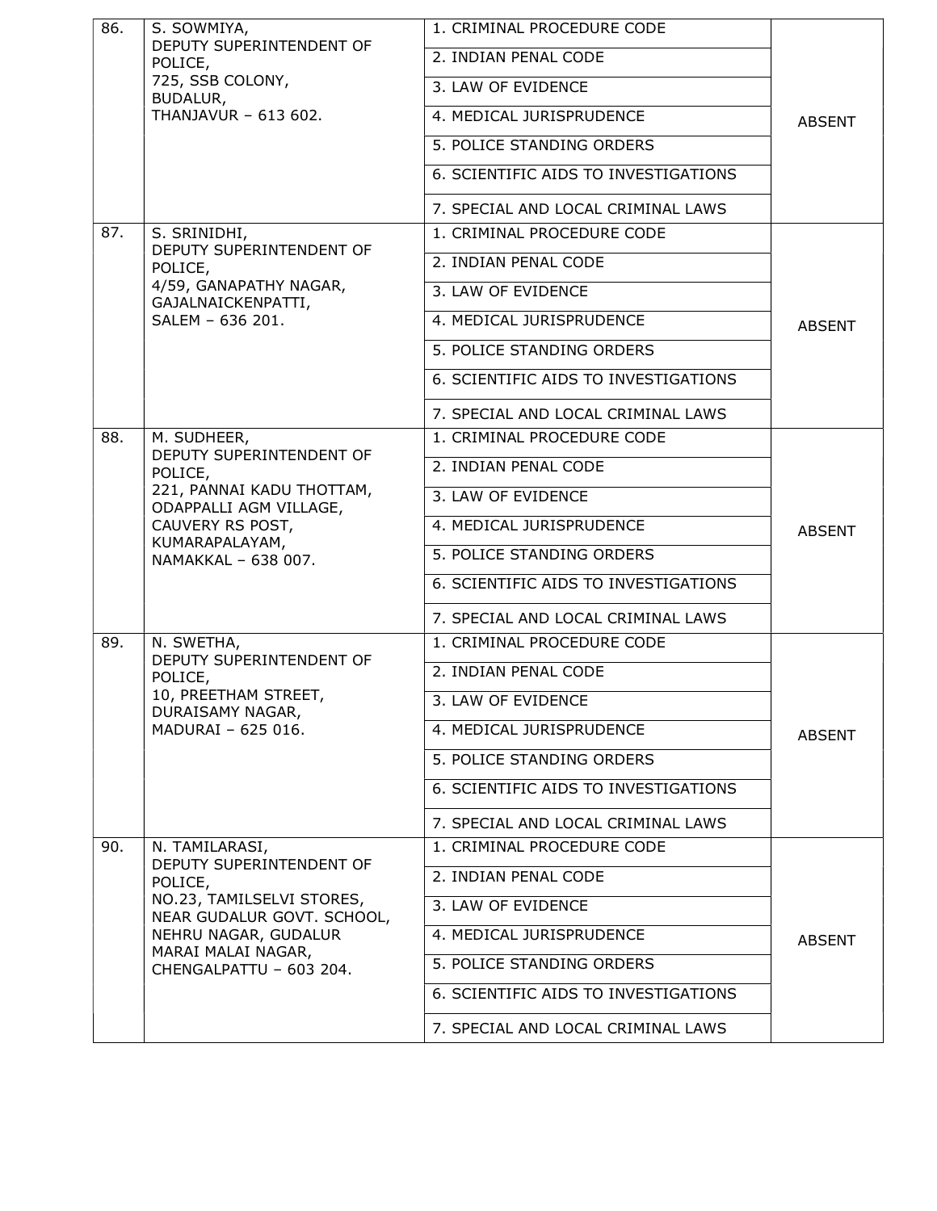| | | | |
|---|---|---|---|
| 86. | S. SOWMIYA,<br>DEPUTY SUPERINTENDENT OF POLICE,<br>725, SSB COLONY,<br>BUDALUR,<br>THANJAVUR – 613 602. | 1. CRIMINAL PROCEDURE CODE<br>2. INDIAN PENAL CODE<br>3. LAW OF EVIDENCE<br>4. MEDICAL JURISPRUDENCE<br>5. POLICE STANDING ORDERS<br>6. SCIENTIFIC AIDS TO INVESTIGATIONS<br>7. SPECIAL AND LOCAL CRIMINAL LAWS | ABSENT |
| 87. | S. SRINIDHI,<br>DEPUTY SUPERINTENDENT OF POLICE,<br>4/59, GANAPATHY NAGAR,<br>GAJALNAICKENPATTI,<br>SALEM – 636 201. | 1. CRIMINAL PROCEDURE CODE<br>2. INDIAN PENAL CODE<br>3. LAW OF EVIDENCE<br>4. MEDICAL JURISPRUDENCE<br>5. POLICE STANDING ORDERS<br>6. SCIENTIFIC AIDS TO INVESTIGATIONS<br>7. SPECIAL AND LOCAL CRIMINAL LAWS | ABSENT |
| 88. | M. SUDHEER,<br>DEPUTY SUPERINTENDENT OF POLICE,<br>221, PANNAI KADU THOTTAM,<br>ODAPPALLI AGM VILLAGE,<br>CAUVERY RS POST,<br>KUMARAPALAYAM,<br>NAMAKKAL – 638 007. | 1. CRIMINAL PROCEDURE CODE<br>2. INDIAN PENAL CODE<br>3. LAW OF EVIDENCE<br>4. MEDICAL JURISPRUDENCE<br>5. POLICE STANDING ORDERS<br>6. SCIENTIFIC AIDS TO INVESTIGATIONS<br>7. SPECIAL AND LOCAL CRIMINAL LAWS | ABSENT |
| 89. | N. SWETHA,<br>DEPUTY SUPERINTENDENT OF POLICE,<br>10, PREETHAM STREET,<br>DURAISAMY NAGAR,<br>MADURAI – 625 016. | 1. CRIMINAL PROCEDURE CODE<br>2. INDIAN PENAL CODE<br>3. LAW OF EVIDENCE<br>4. MEDICAL JURISPRUDENCE<br>5. POLICE STANDING ORDERS<br>6. SCIENTIFIC AIDS TO INVESTIGATIONS<br>7. SPECIAL AND LOCAL CRIMINAL LAWS | ABSENT |
| 90. | N. TAMILARASI,<br>DEPUTY SUPERINTENDENT OF POLICE,<br>NO.23, TAMILSELVI STORES,<br>NEAR GUDALUR GOVT. SCHOOL,<br>NEHRU NAGAR, GUDALUR<br>MARAI MALAI NAGAR,<br>CHENGALPATTU – 603 204. | 1. CRIMINAL PROCEDURE CODE<br>2. INDIAN PENAL CODE<br>3. LAW OF EVIDENCE<br>4. MEDICAL JURISPRUDENCE<br>5. POLICE STANDING ORDERS<br>6. SCIENTIFIC AIDS TO INVESTIGATIONS<br>7. SPECIAL AND LOCAL CRIMINAL LAWS | ABSENT |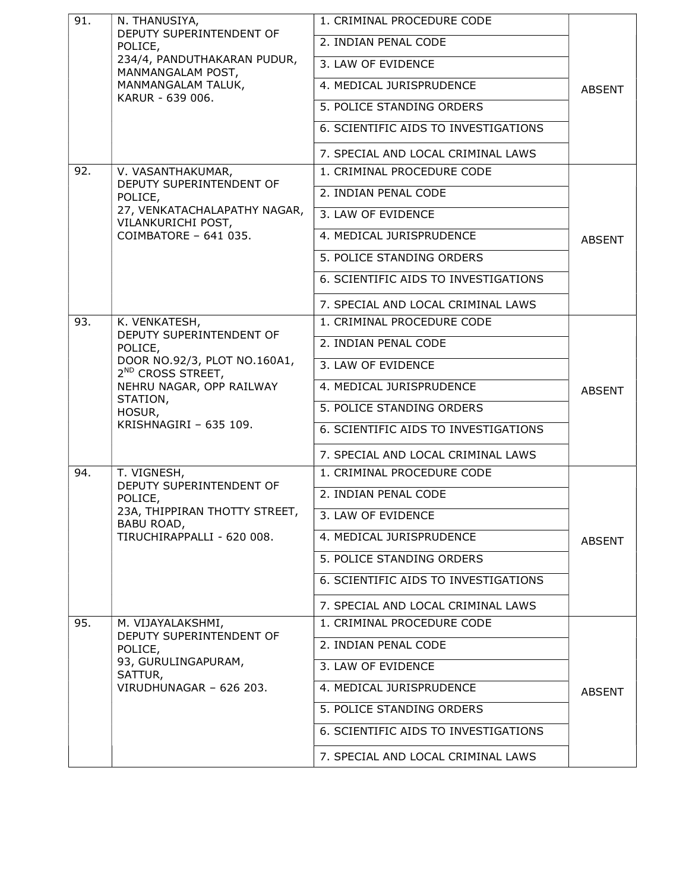| | | | |
|---|---|---|---|
| 91. | N. THANUSIYA,<br>DEPUTY SUPERINTENDENT OF POLICE,<br>234/4, PANDUTHAKARAN PUDUR,<br>MANMANGALAM POST,<br>MANMANGALAM TALUK,<br>KARUR - 639 006. | 1. CRIMINAL PROCEDURE CODE<br>2. INDIAN PENAL CODE<br>3. LAW OF EVIDENCE<br>4. MEDICAL JURISPRUDENCE<br>5. POLICE STANDING ORDERS<br>6. SCIENTIFIC AIDS TO INVESTIGATIONS<br>7. SPECIAL AND LOCAL CRIMINAL LAWS | ABSENT |
| 92. | V. VASANTHAKUMAR,<br>DEPUTY SUPERINTENDENT OF POLICE,<br>27, VENKATACHALAPATHY NAGAR,<br>VILANKURICHI POST,<br>COIMBATORE – 641 035. | 1. CRIMINAL PROCEDURE CODE<br>2. INDIAN PENAL CODE<br>3. LAW OF EVIDENCE<br>4. MEDICAL JURISPRUDENCE<br>5. POLICE STANDING ORDERS<br>6. SCIENTIFIC AIDS TO INVESTIGATIONS<br>7. SPECIAL AND LOCAL CRIMINAL LAWS | ABSENT |
| 93. | K. VENKATESH,<br>DEPUTY SUPERINTENDENT OF POLICE,<br>DOOR NO.92/3, PLOT NO.160A1,<br>2ND CROSS STREET,<br>NEHRU NAGAR, OPP RAILWAY STATION,<br>HOSUR,<br>KRISHNAGIRI – 635 109. | 1. CRIMINAL PROCEDURE CODE<br>2. INDIAN PENAL CODE<br>3. LAW OF EVIDENCE<br>4. MEDICAL JURISPRUDENCE<br>5. POLICE STANDING ORDERS<br>6. SCIENTIFIC AIDS TO INVESTIGATIONS<br>7. SPECIAL AND LOCAL CRIMINAL LAWS | ABSENT |
| 94. | T. VIGNESH,<br>DEPUTY SUPERINTENDENT OF POLICE,<br>23A, THIPPIRAN THOTTY STREET,<br>BABU ROAD,<br>TIRUCHIRAPPALLI - 620 008. | 1. CRIMINAL PROCEDURE CODE<br>2. INDIAN PENAL CODE<br>3. LAW OF EVIDENCE<br>4. MEDICAL JURISPRUDENCE<br>5. POLICE STANDING ORDERS<br>6. SCIENTIFIC AIDS TO INVESTIGATIONS<br>7. SPECIAL AND LOCAL CRIMINAL LAWS | ABSENT |
| 95. | M. VIJAYALAKSHMI,<br>DEPUTY SUPERINTENDENT OF POLICE,<br>93, GURULINGAPURAM,<br>SATTUR,<br>VIRUDHUNAGAR – 626 203. | 1. CRIMINAL PROCEDURE CODE<br>2. INDIAN PENAL CODE<br>3. LAW OF EVIDENCE<br>4. MEDICAL JURISPRUDENCE<br>5. POLICE STANDING ORDERS<br>6. SCIENTIFIC AIDS TO INVESTIGATIONS<br>7. SPECIAL AND LOCAL CRIMINAL LAWS | ABSENT |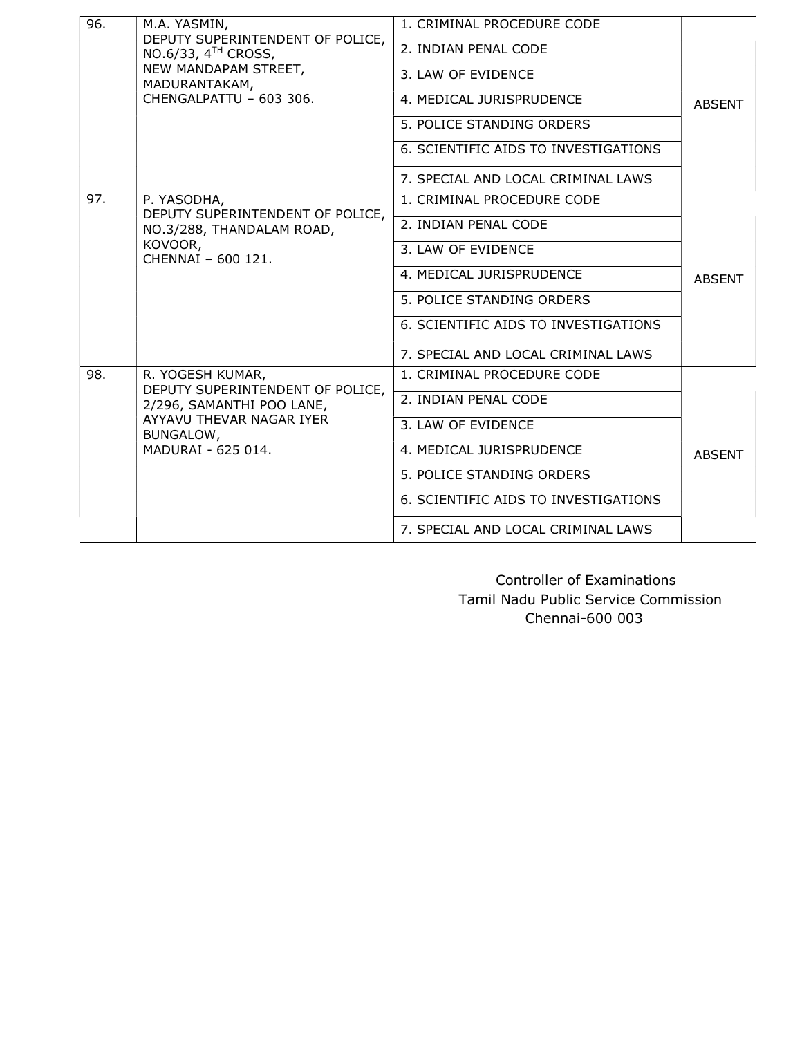| | | | |
|---|---|---|---|
| 96. | M.A. YASMIN,<br>DEPUTY SUPERINTENDENT OF POLICE,<br>NO.6/33, 4TH CROSS,<br>NEW MANDAPAM STREET,<br>MADURANTAKAM,<br>CHENGALPATTU – 603 306. | 1. CRIMINAL PROCEDURE CODE | ABSENT |
| | | 2. INDIAN PENAL CODE | |
| | | 3. LAW OF EVIDENCE | |
| | | 4. MEDICAL JURISPRUDENCE | |
| | | 5. POLICE STANDING ORDERS | |
| | | 6. SCIENTIFIC AIDS TO INVESTIGATIONS | |
| | | 7. SPECIAL AND LOCAL CRIMINAL LAWS | |
| 97. | P. YASODHA,<br>DEPUTY SUPERINTENDENT OF POLICE,<br>NO.3/288, THANDALAM ROAD,<br>KOVOOR,<br>CHENNAI – 600 121. | 1. CRIMINAL PROCEDURE CODE | ABSENT |
| | | 2. INDIAN PENAL CODE | |
| | | 3. LAW OF EVIDENCE | |
| | | 4. MEDICAL JURISPRUDENCE | |
| | | 5. POLICE STANDING ORDERS | |
| | | 6. SCIENTIFIC AIDS TO INVESTIGATIONS | |
| | | 7. SPECIAL AND LOCAL CRIMINAL LAWS | |
| 98. | R. YOGESH KUMAR,<br>DEPUTY SUPERINTENDENT OF POLICE,<br>2/296, SAMANTHI POO LANE,<br>AYYAVU THEVAR NAGAR IYER BUNGALOW,<br>MADURAI - 625 014. | 1. CRIMINAL PROCEDURE CODE | ABSENT |
| | | 2. INDIAN PENAL CODE | |
| | | 3. LAW OF EVIDENCE | |
| | | 4. MEDICAL JURISPRUDENCE | |
| | | 5. POLICE STANDING ORDERS | |
| | | 6. SCIENTIFIC AIDS TO INVESTIGATIONS | |
| | | 7. SPECIAL AND LOCAL CRIMINAL LAWS | |

Controller of Examinations
Tamil Nadu Public Service Commission
Chennai-600 003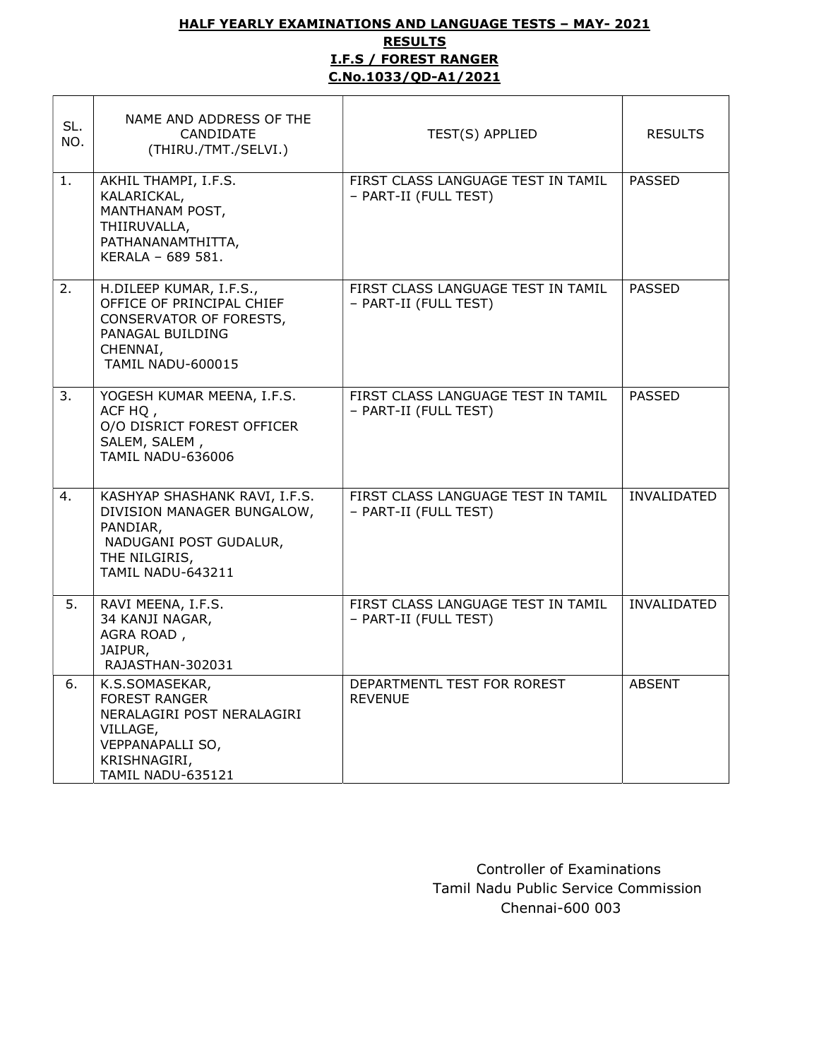**HALF YEARLY EXAMINATIONS AND LANGUAGE TESTS – MAY- 2021**

**RESULTS**

**I.F.S / FOREST RANGER**

**C.No.1033/QD-A1/2021**

| SL. NO. | NAME AND ADDRESS OF THE CANDIDATE (THIRU./TMT./SELVI.) | TEST(S) APPLIED | RESULTS |
|---|---|---|---|
| 1. | AKHIL THAMPI, I.F.S. KALARICKAL, MANTHANAM POST, THIIRUVALLA, PATHANANAMTHITTA, KERALA – 689 581. | FIRST CLASS LANGUAGE TEST IN TAMIL – PART-II (FULL TEST) | PASSED |
| 2. | H.DILEEP KUMAR, I.F.S., OFFICE OF PRINCIPAL CHIEF CONSERVATOR OF FORESTS, PANAGAL BUILDING CHENNAI, TAMIL NADU-600015 | FIRST CLASS LANGUAGE TEST IN TAMIL – PART-II (FULL TEST) | PASSED |
| 3. | YOGESH KUMAR MEENA, I.F.S. ACF HQ , O/O DISRICT FOREST OFFICER SALEM, SALEM , TAMIL NADU-636006 | FIRST CLASS LANGUAGE TEST IN TAMIL – PART-II (FULL TEST) | PASSED |
| 4. | KASHYAP SHASHANK RAVI, I.F.S. DIVISION MANAGER BUNGALOW, PANDIAR, NADUGANI POST GUDALUR, THE NILGIRIS, TAMIL NADU-643211 | FIRST CLASS LANGUAGE TEST IN TAMIL – PART-II (FULL TEST) | INVALIDATED |
| 5. | RAVI MEENA, I.F.S. 34 KANJI NAGAR, AGRA ROAD , JAIPUR, RAJASTHAN-302031 | FIRST CLASS LANGUAGE TEST IN TAMIL – PART-II (FULL TEST) | INVALIDATED |
| 6. | K.S.SOMASEKAR, FOREST RANGER NERALAGIRI POST NERALAGIRI VILLAGE, VEPPANAPALLI SO, KRISHNAGIRI, TAMIL NADU-635121 | DEPARTMENTL TEST FOR ROREST REVENUE | ABSENT |

Controller of Examinations
Tamil Nadu Public Service Commission
Chennai-600 003